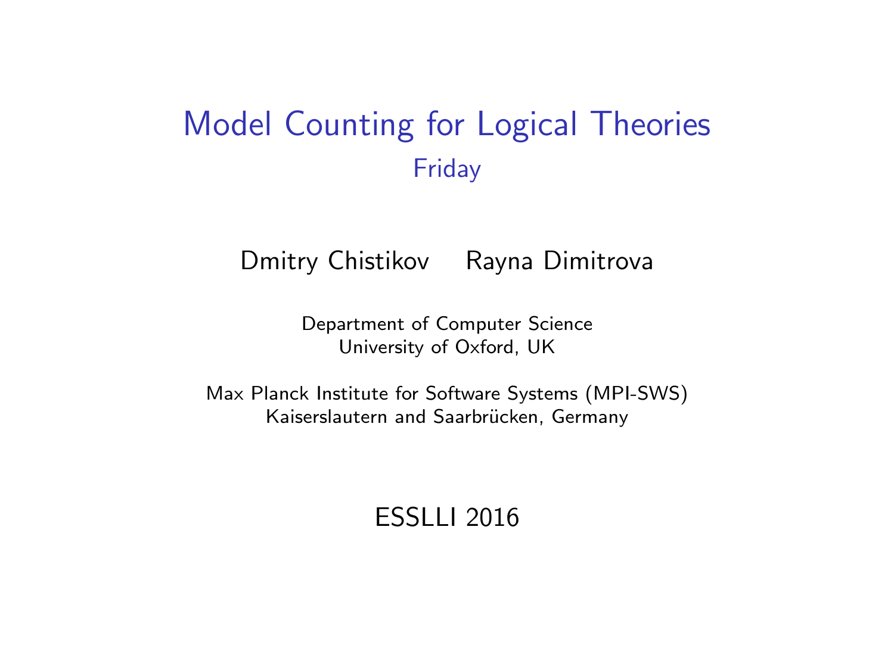# Model Counting for Logical Theories

## Friday

Dmitry Chistikov Rayna Dimitrova

Department of Computer Science
University of Oxford, UK

Max Planck Institute for Software Systems (MPI-SWS)
Kaiserslautern and Saarbrücken, Germany

ESSLLI 2016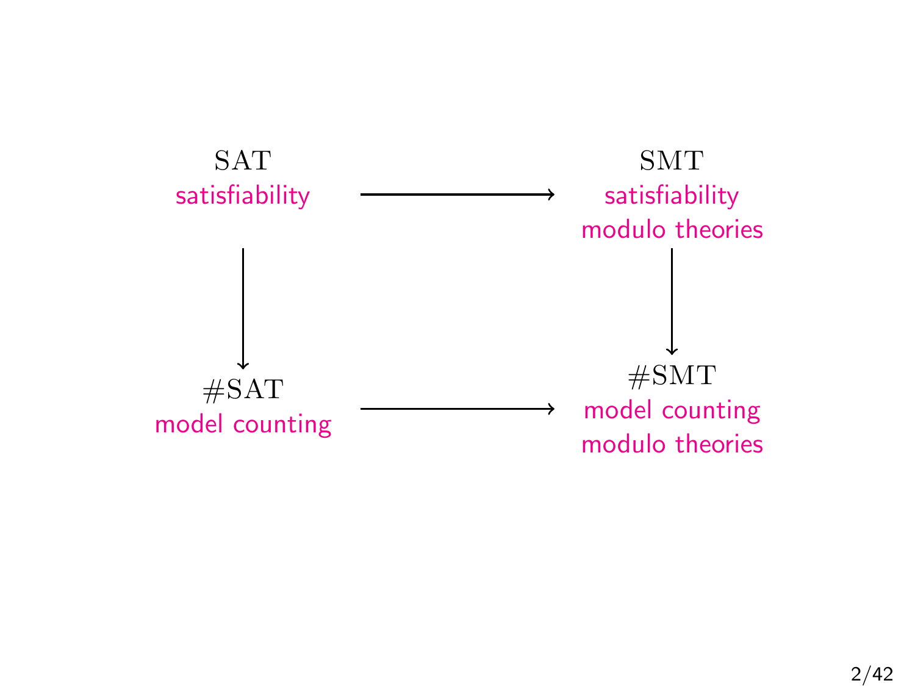SAT
satisfiability

→

SMT
satisfiability
modulo theories

↓

#SAT
model counting

→

#SMT
model counting
modulo theories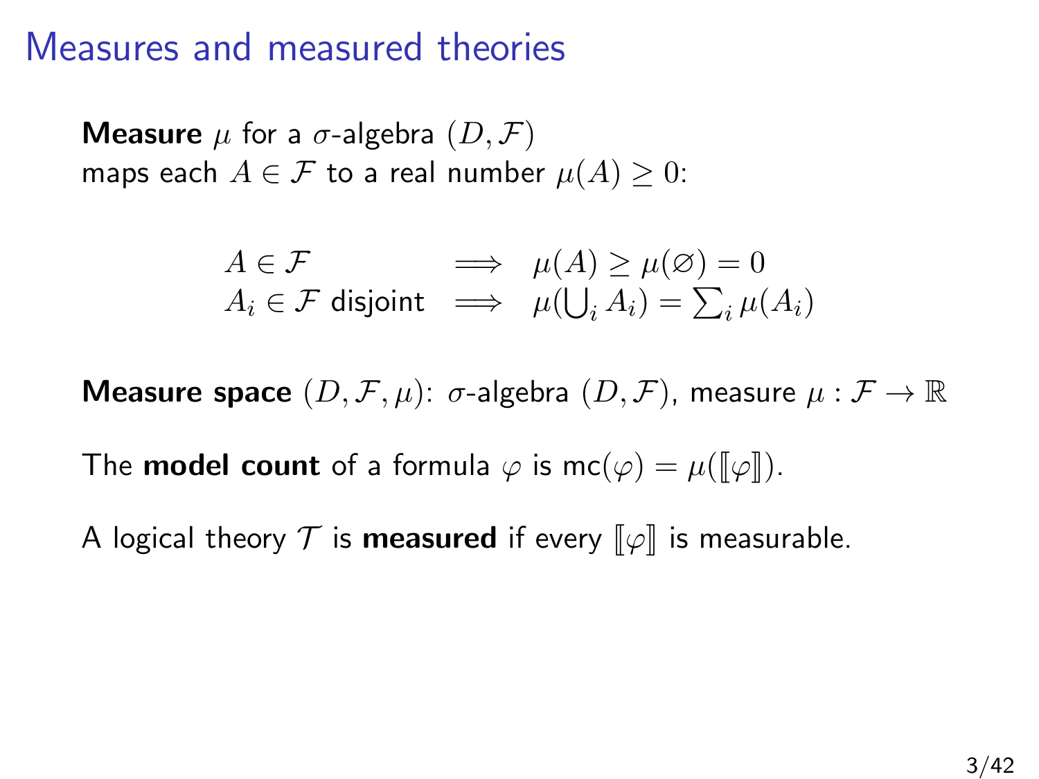# Measures and measured theories

**Measure** $\mu$ for a $\sigma$-algebra $(D, \mathcal{F})$
maps each $A \in \mathcal{F}$ to a real number $\mu(A) \geq 0$:

$$
\begin{array}{lcl}
A \in \mathcal{F} & \Longrightarrow & \mu(A) \geq \mu(\varnothing) = 0 \\
A_i \in \mathcal{F} \text{ disjoint} & \Longrightarrow & \mu(\bigcup_i A_i) = \sum_i \mu(A_i)
\end{array}
$$

**Measure space** $(D, \mathcal{F}, \mu)$: $\sigma$-algebra $(D, \mathcal{F})$, measure $\mu : \mathcal{F} \to \mathbb{R}$

The **model count** of a formula $\varphi$ is $\mathsf{mc}(\varphi) = \mu(\llbracket \varphi \rrbracket)$.

A logical theory $\mathcal{T}$ is **measured** if every $\llbracket \varphi \rrbracket$ is measurable.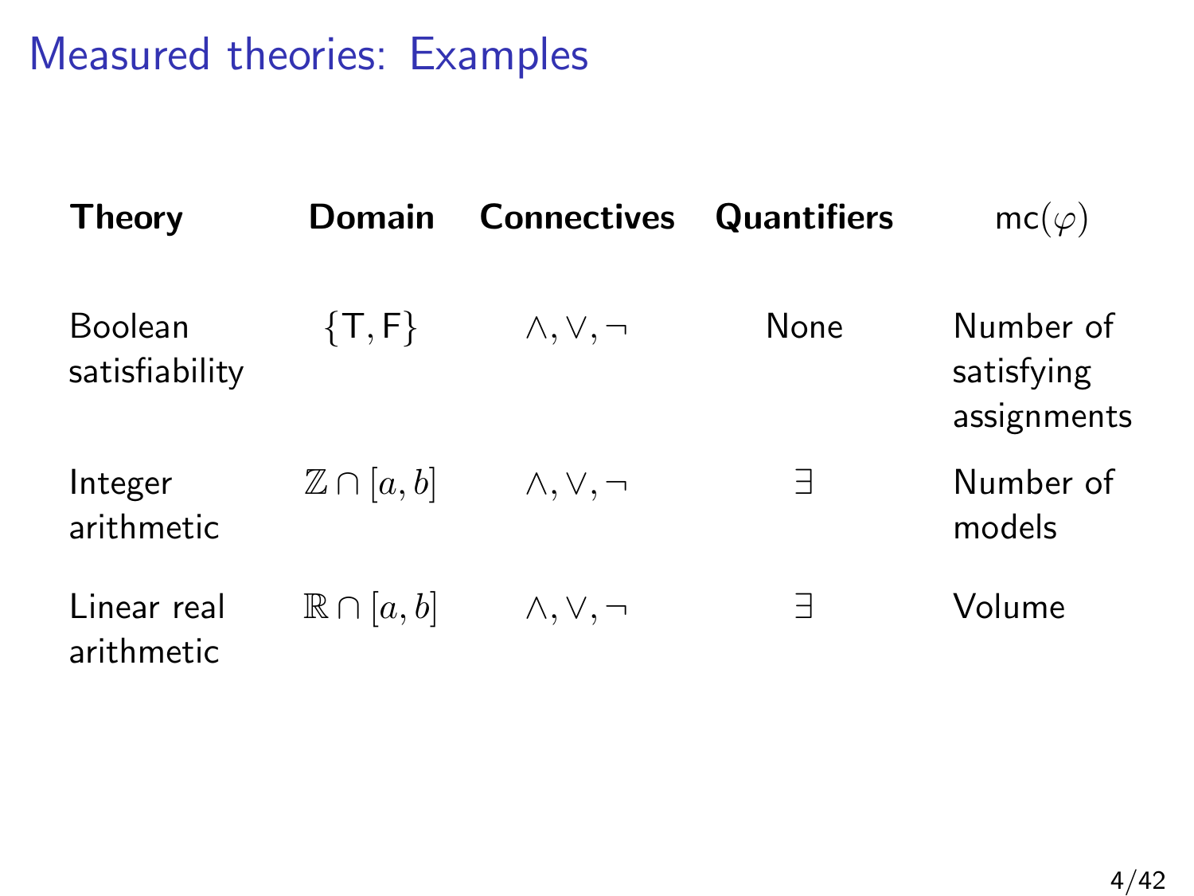# Measured theories: Examples

| **Theory** | **Domain** | **Connectives** | **Quantifiers** | $\mathsf{mc}(\varphi)$ |
|---|---|---|---|---|
| Boolean satisfiability | $\{\mathsf{T}, \mathsf{F}\}$ | $\wedge, \vee, \neg$ | None | Number of satisfying assignments |
| Integer arithmetic | $\mathbb{Z} \cap [a, b]$ | $\wedge, \vee, \neg$ | $\exists$ | Number of models |
| Linear real arithmetic | $\mathbb{R} \cap [a, b]$ | $\wedge, \vee, \neg$ | $\exists$ | Volume |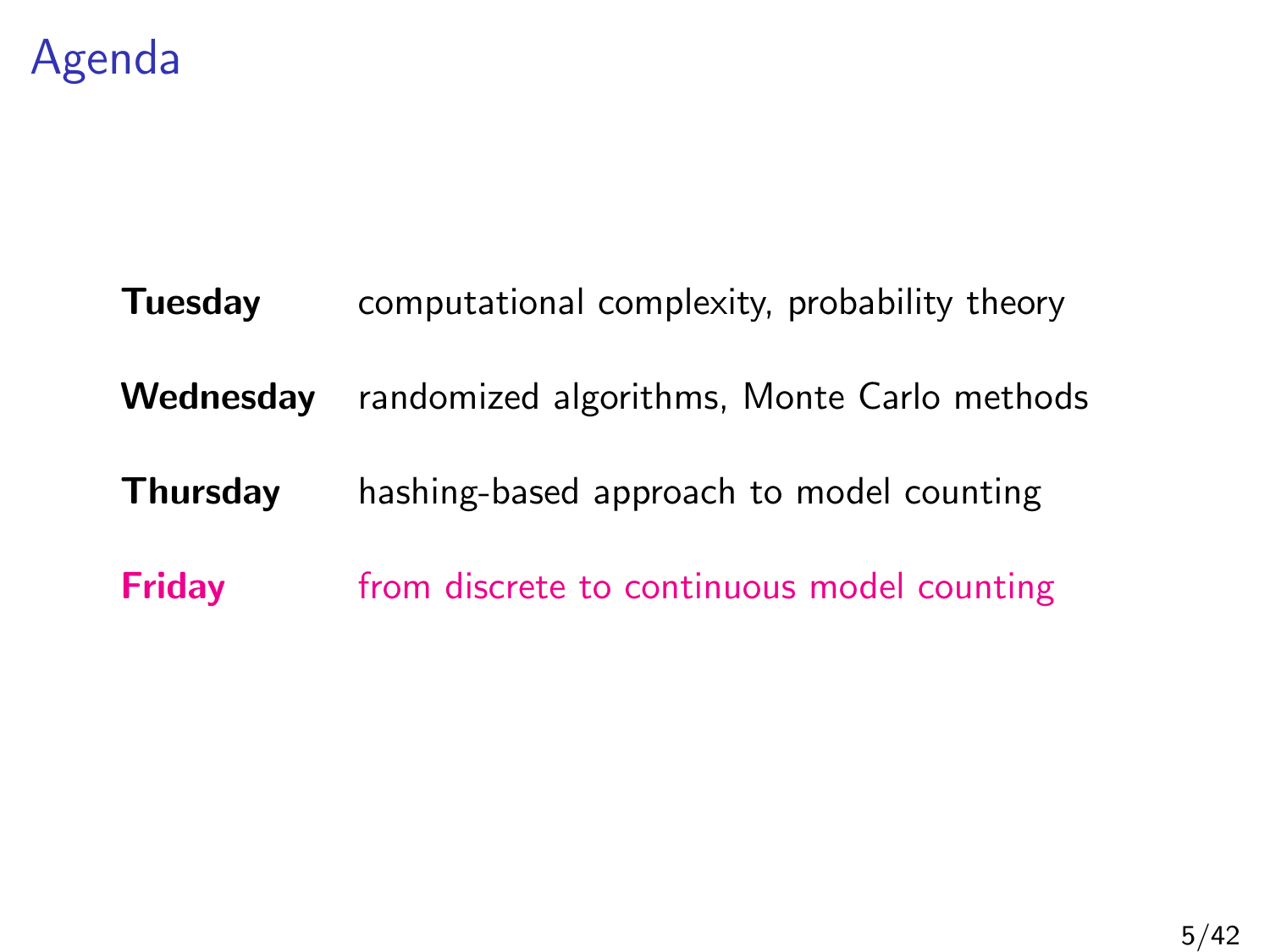# Agenda

| | |
|---|---|
| **Tuesday** | computational complexity, probability theory |
| **Wednesday** | randomized algorithms, Monte Carlo methods |
| **Thursday** | hashing-based approach to model counting |
| **Friday** | from discrete to continuous model counting |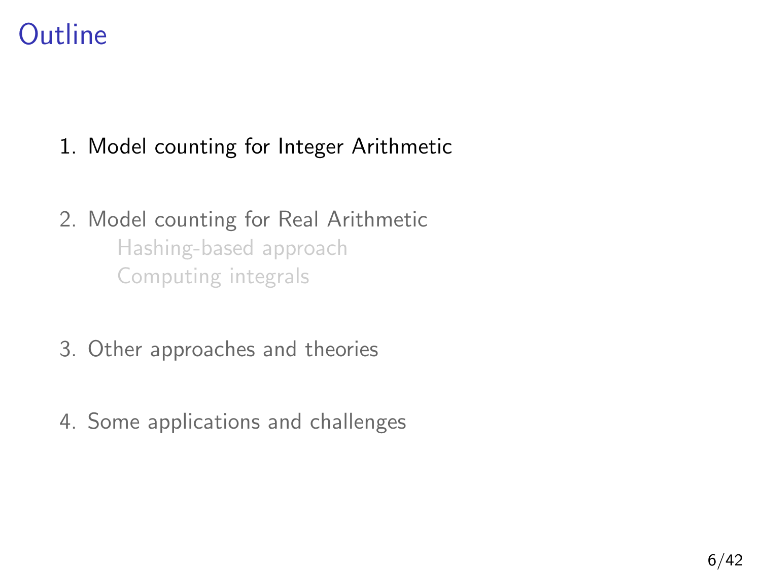# Outline

1. Model counting for Integer Arithmetic
2. Model counting for Real Arithmetic
   - Hashing-based approach
   - Computing integrals
3. Other approaches and theories
4. Some applications and challenges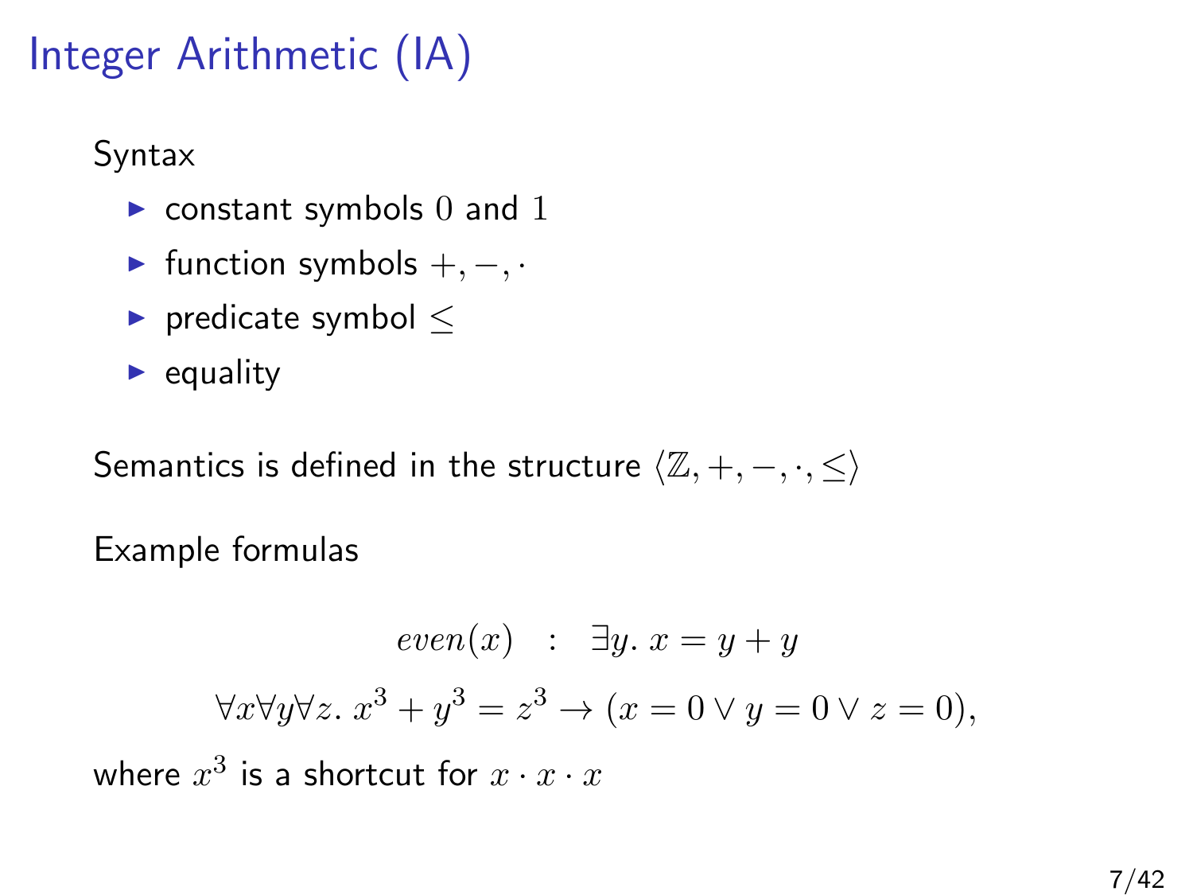# Integer Arithmetic (IA)

Syntax

- constant symbols $0$ and $1$
- function symbols $+, -, \cdot$
- predicate symbol $\leq$
- equality

Semantics is defined in the structure $\langle \mathbb{Z}, +, -, \cdot, \leq \rangle$

Example formulas

$$even(x) \quad : \quad \exists y.\ x = y + y$$

$$\forall x \forall y \forall z.\ x^3 + y^3 = z^3 \rightarrow (x = 0 \vee y = 0 \vee z = 0),$$

where $x^3$ is a shortcut for $x \cdot x \cdot x$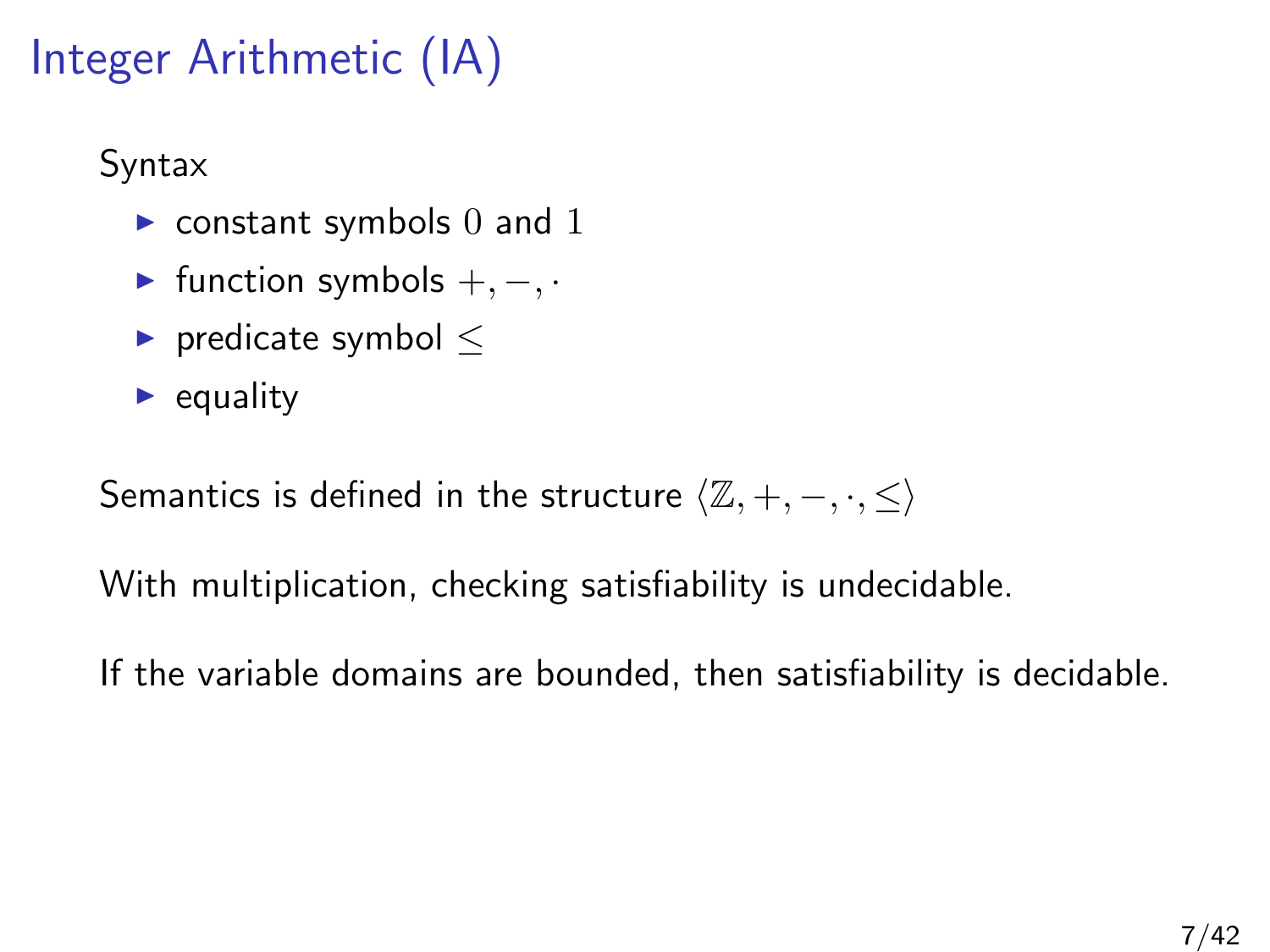# Integer Arithmetic (IA)

Syntax

- constant symbols $0$ and $1$
- function symbols $+, -, \cdot$
- predicate symbol $\leq$
- equality

Semantics is defined in the structure $\langle \mathbb{Z}, +, -, \cdot, \leq \rangle$

With multiplication, checking satisfiability is undecidable.

If the variable domains are bounded, then satisfiability is decidable.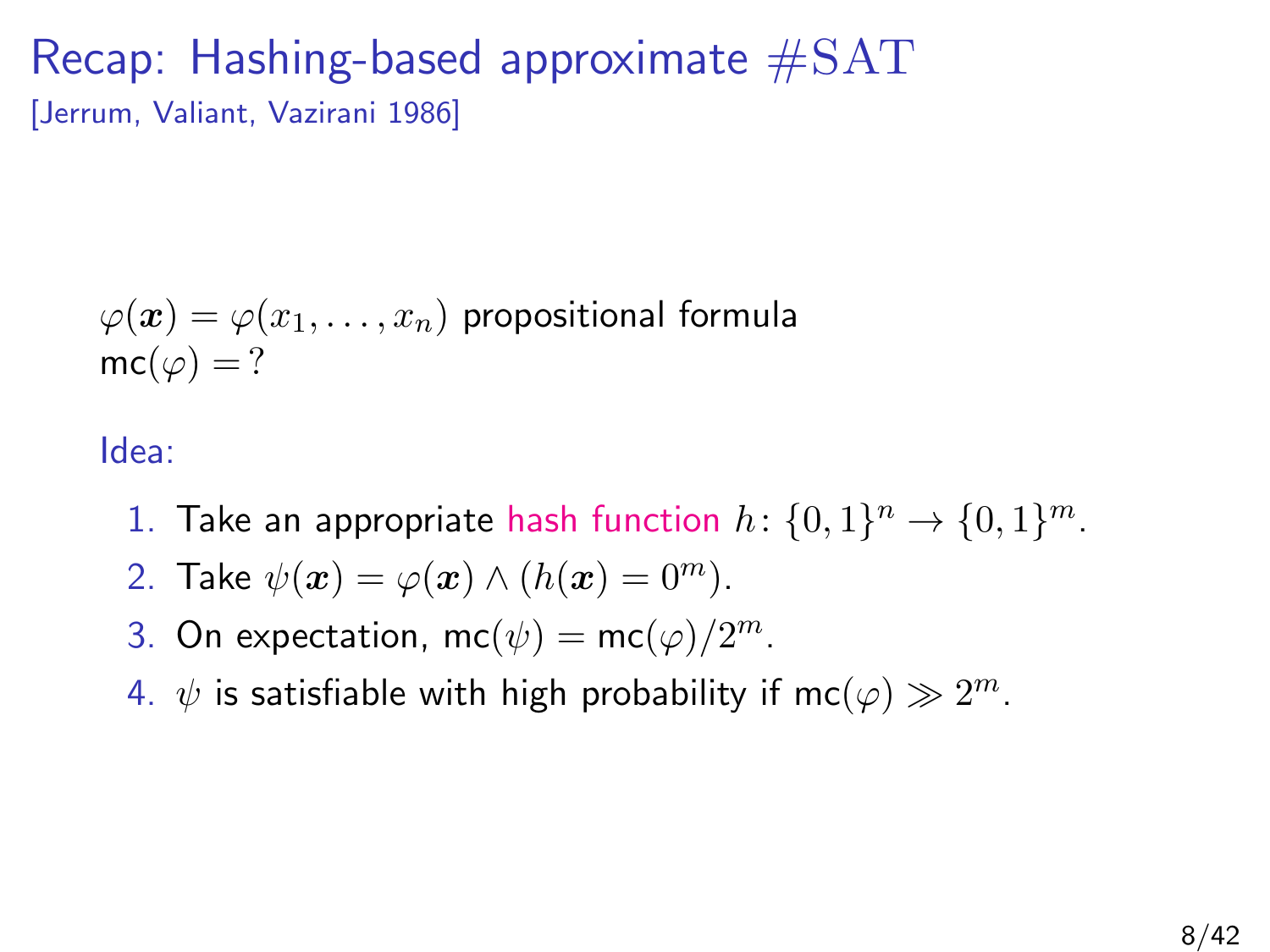# Recap: Hashing-based approximate $\#\mathrm{SAT}$

[Jerrum, Valiant, Vazirani 1986]

$\varphi(\boldsymbol{x}) = \varphi(x_1, \ldots, x_n)$ propositional formula
$\mathsf{mc}(\varphi) = ?$

Idea:

1. Take an appropriate hash function $h\colon \{0,1\}^n \to \{0,1\}^m$.
2. Take $\psi(\boldsymbol{x}) = \varphi(\boldsymbol{x}) \wedge (h(\boldsymbol{x}) = 0^m)$.
3. On expectation, $\mathsf{mc}(\psi) = \mathsf{mc}(\varphi)/2^m$.
4. $\psi$ is satisfiable with high probability if $\mathsf{mc}(\varphi) \gg 2^m$.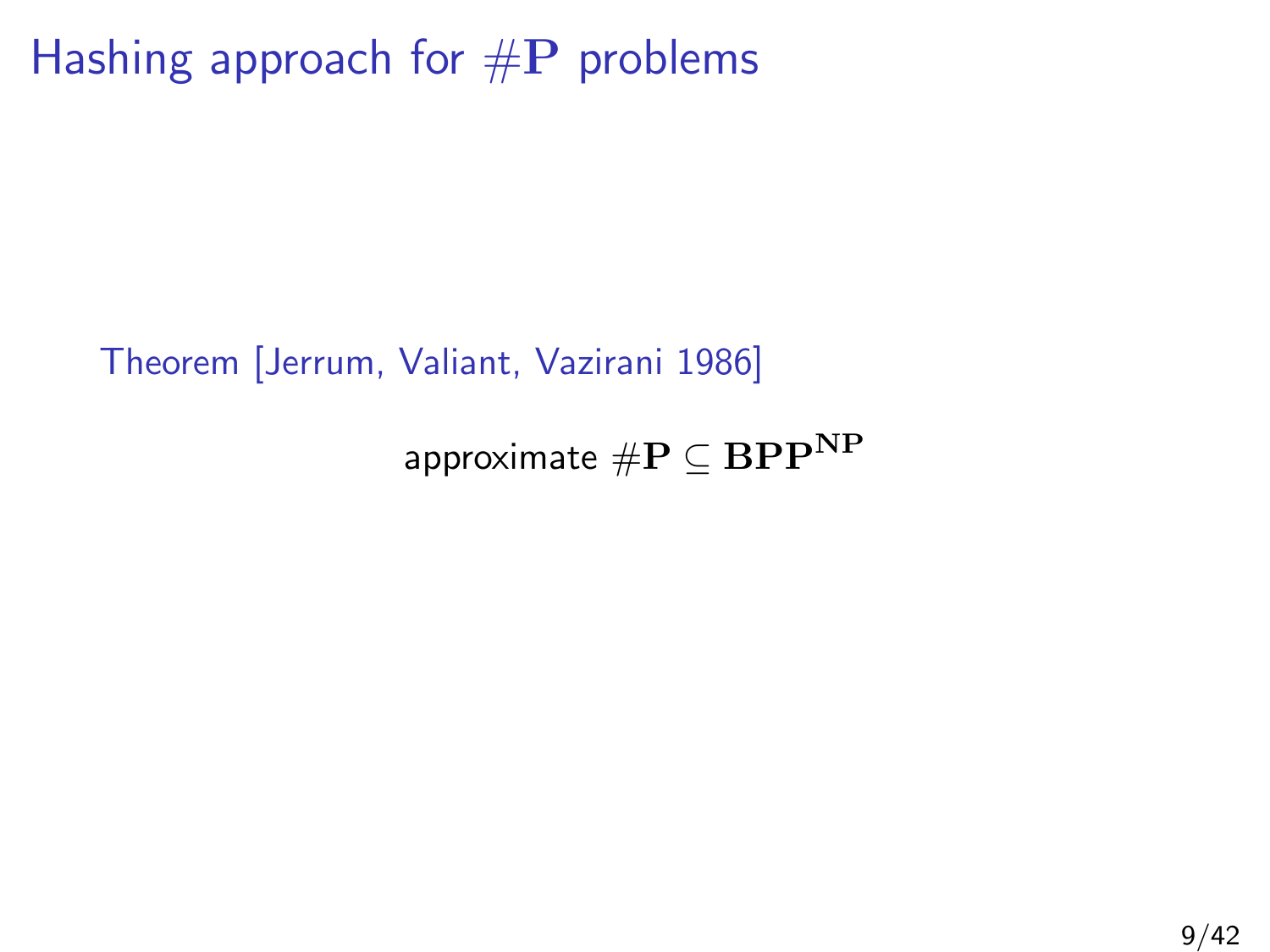# Hashing approach for $\#\mathbf{P}$ problems

Theorem [Jerrum, Valiant, Vazirani 1986]

$$\text{approximate } \#\mathbf{P} \subseteq \mathbf{BPP}^{\mathbf{NP}}$$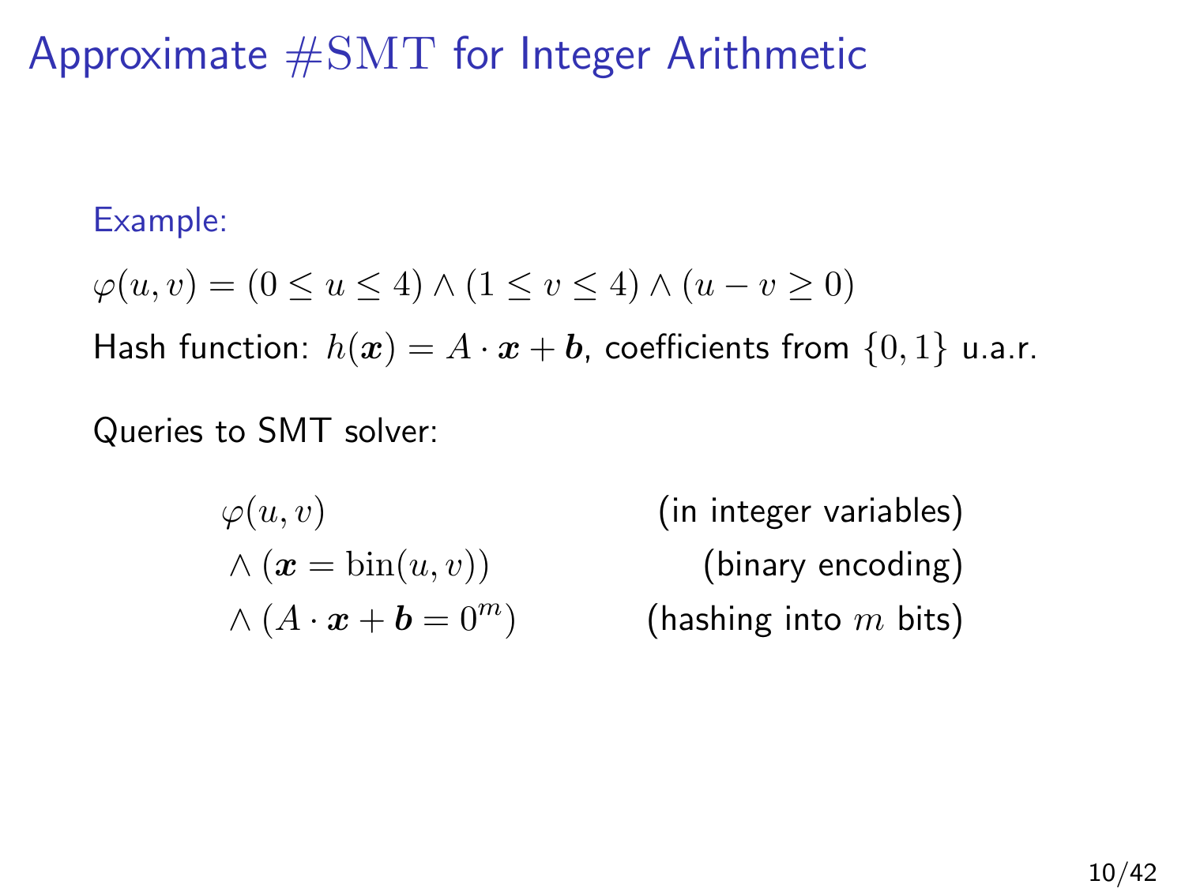# Approximate $\#\mathrm{SMT}$ for Integer Arithmetic

Example:

$$\varphi(u, v) = (0 \leq u \leq 4) \wedge (1 \leq v \leq 4) \wedge (u - v \geq 0)$$

Hash function: $h(\boldsymbol{x}) = A \cdot \boldsymbol{x} + \boldsymbol{b}$, coefficients from $\{0, 1\}$ u.a.r.

Queries to SMT solver:

| Query | Description |
| --- | --- |
| $\varphi(u, v)$ | (in integer variables) |
| $\wedge\ (\boldsymbol{x} = \mathrm{bin}(u, v))$ | (binary encoding) |
| $\wedge\ (A \cdot \boldsymbol{x} + \boldsymbol{b} = 0^m)$ | (hashing into $m$ bits) |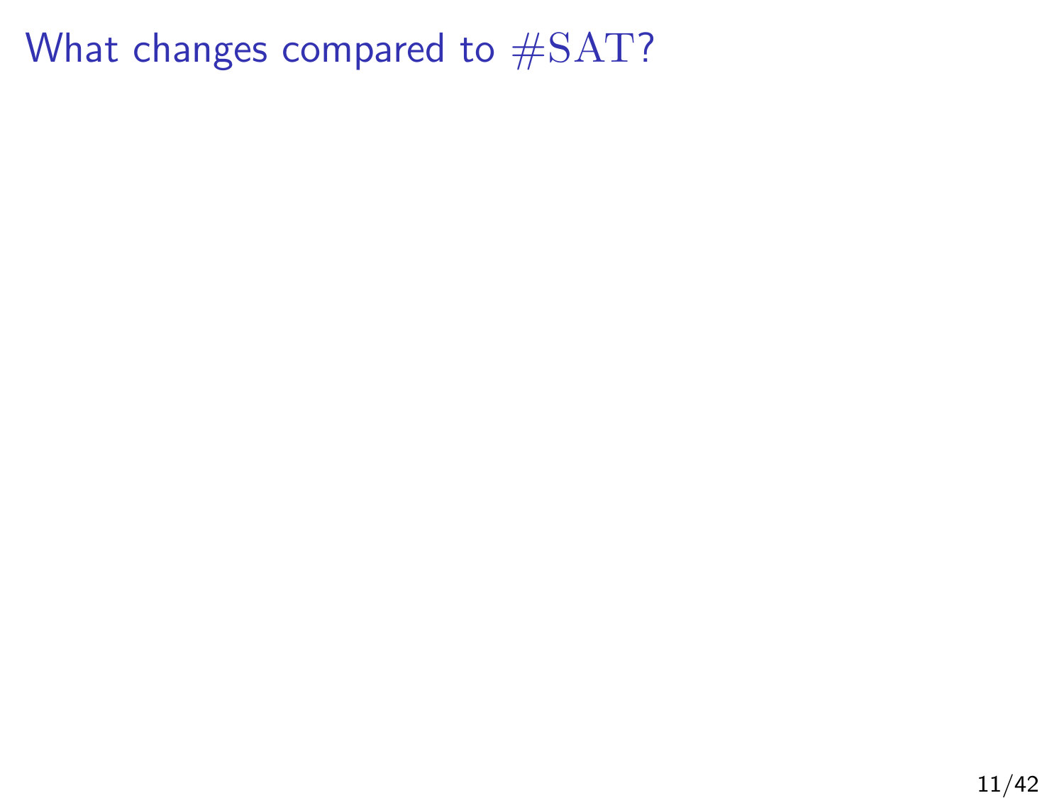# What changes compared to $\#\mathrm{SAT}$?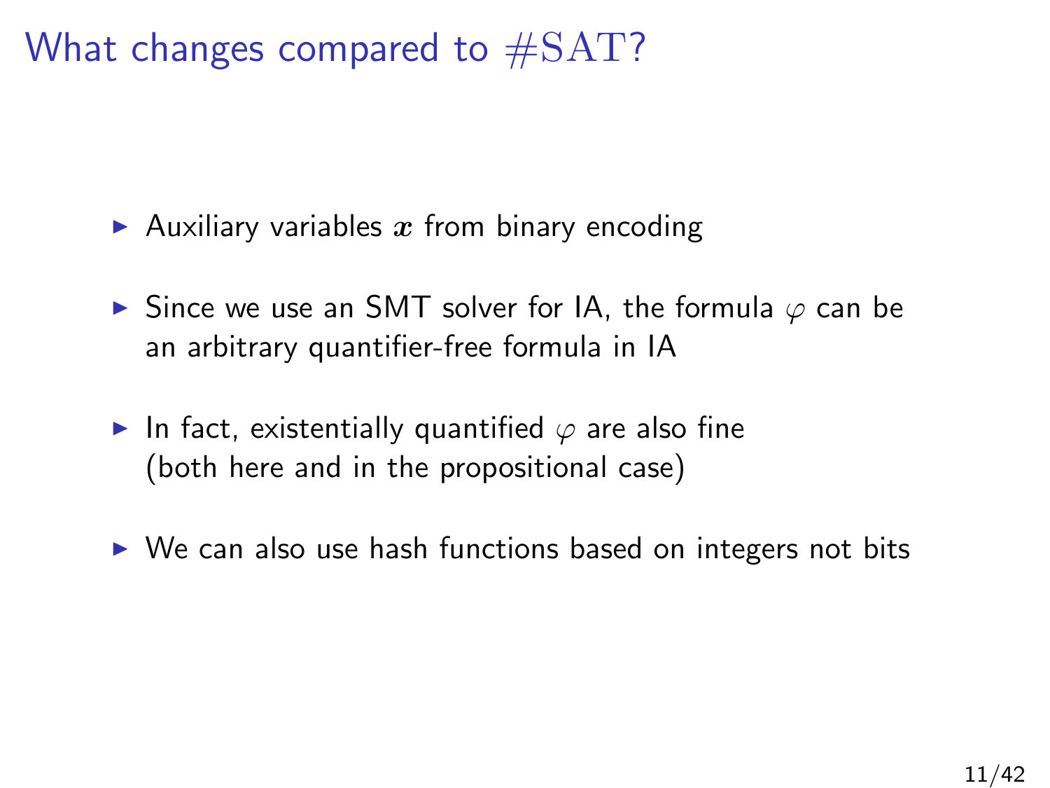# What changes compared to $\#\mathrm{SAT}$?

- Auxiliary variables $\boldsymbol{x}$ from binary encoding
- Since we use an SMT solver for IA, the formula $\varphi$ can be an arbitrary quantifier-free formula in IA
- In fact, existentially quantified $\varphi$ are also fine (both here and in the propositional case)
- We can also use hash functions based on integers not bits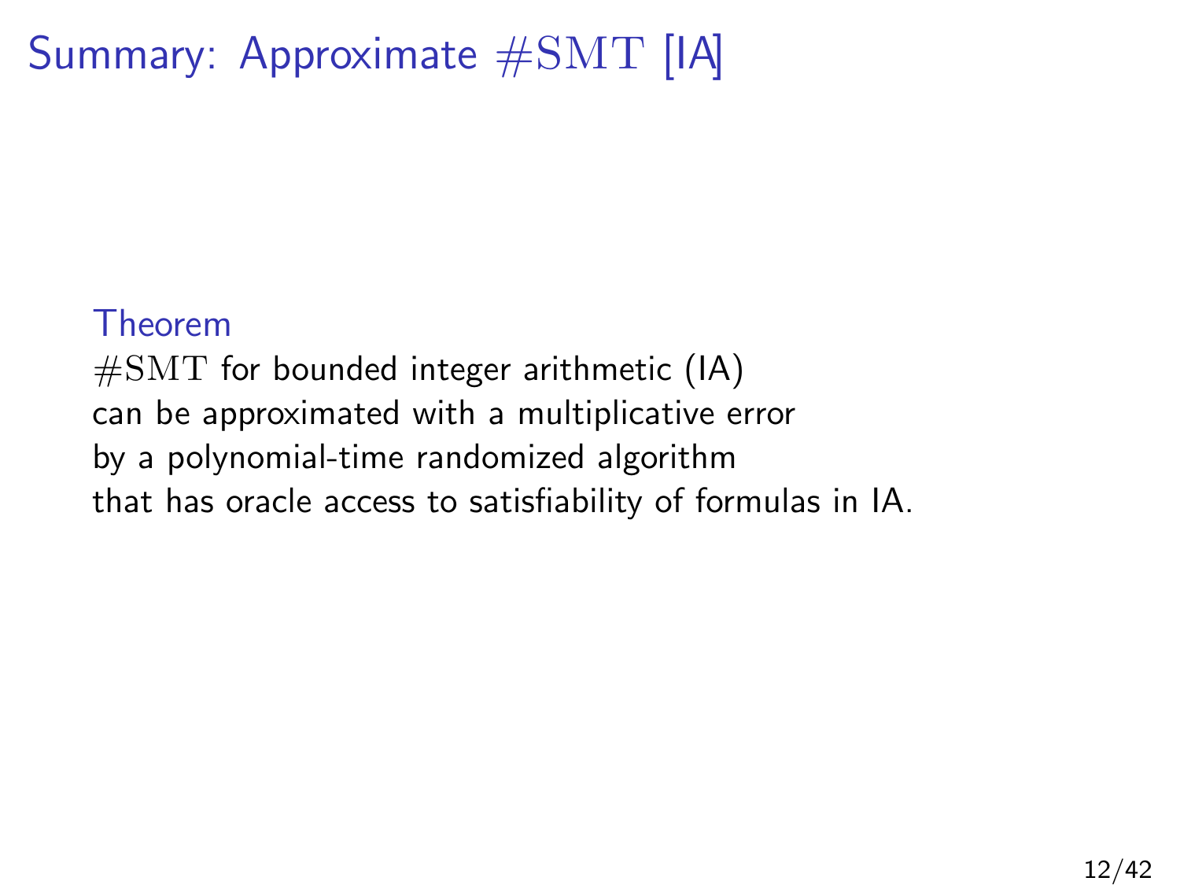# Summary: Approximate $\#\mathrm{SMT}$ [IA]

**Theorem**

$\#\mathrm{SMT}$ for bounded integer arithmetic (IA)
can be approximated with a multiplicative error
by a polynomial-time randomized algorithm
that has oracle access to satisfiability of formulas in IA.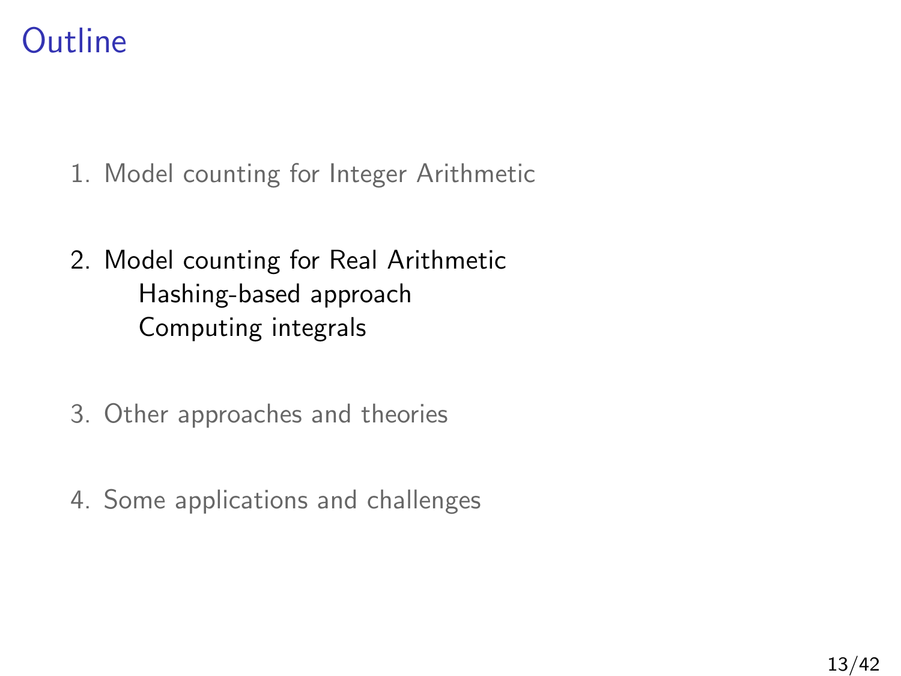# Outline

1. Model counting for Integer Arithmetic

2. Model counting for Real Arithmetic
   - Hashing-based approach
   - Computing integrals

3. Other approaches and theories

4. Some applications and challenges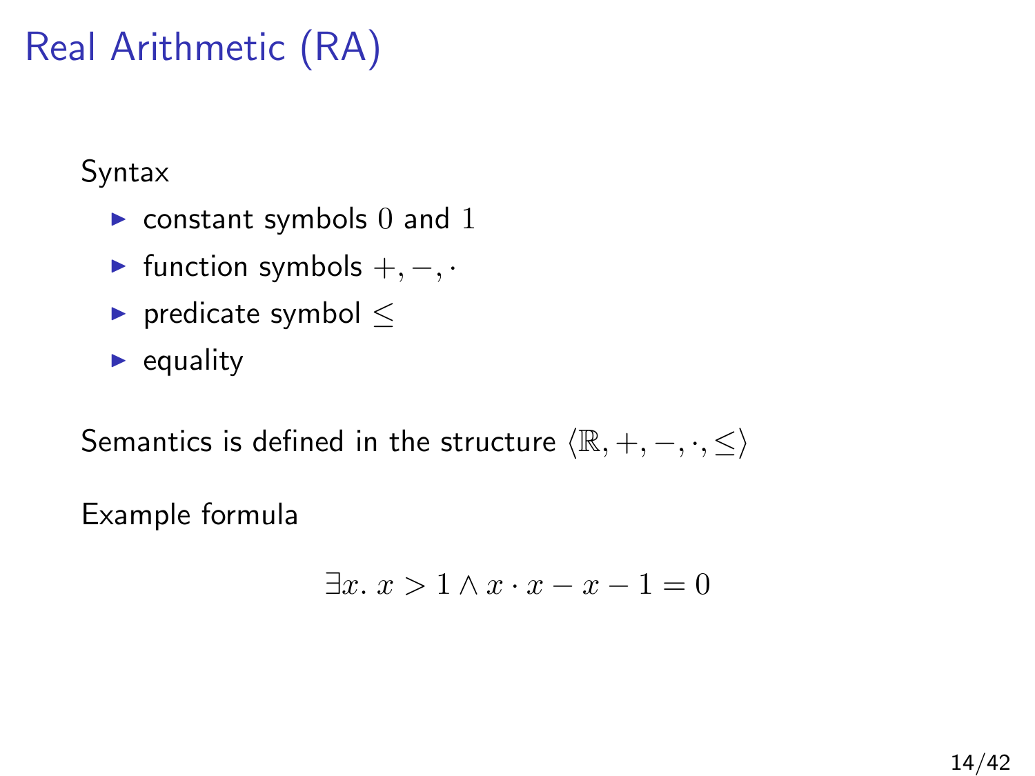# Real Arithmetic (RA)

Syntax

- constant symbols $0$ and $1$
- function symbols $+, -, \cdot$
- predicate symbol $\leq$
- equality

Semantics is defined in the structure $\langle \mathbb{R}, +, -, \cdot, \leq \rangle$

Example formula

$$\exists x.\ x > 1 \land x \cdot x - x - 1 = 0$$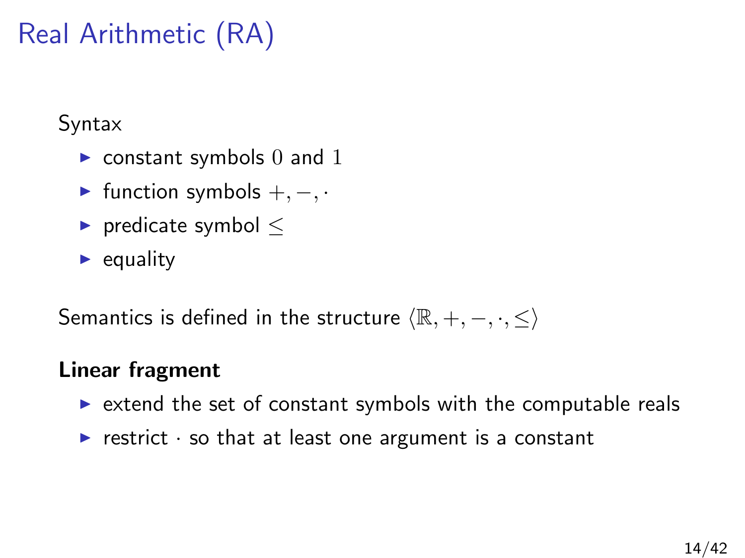# Real Arithmetic (RA)

Syntax

- constant symbols $0$ and $1$
- function symbols $+, -, \cdot$
- predicate symbol $\leq$
- equality

Semantics is defined in the structure $\langle \mathbb{R}, +, -, \cdot, \leq \rangle$

**Linear fragment**

- extend the set of constant symbols with the computable reals
- restrict $\cdot$ so that at least one argument is a constant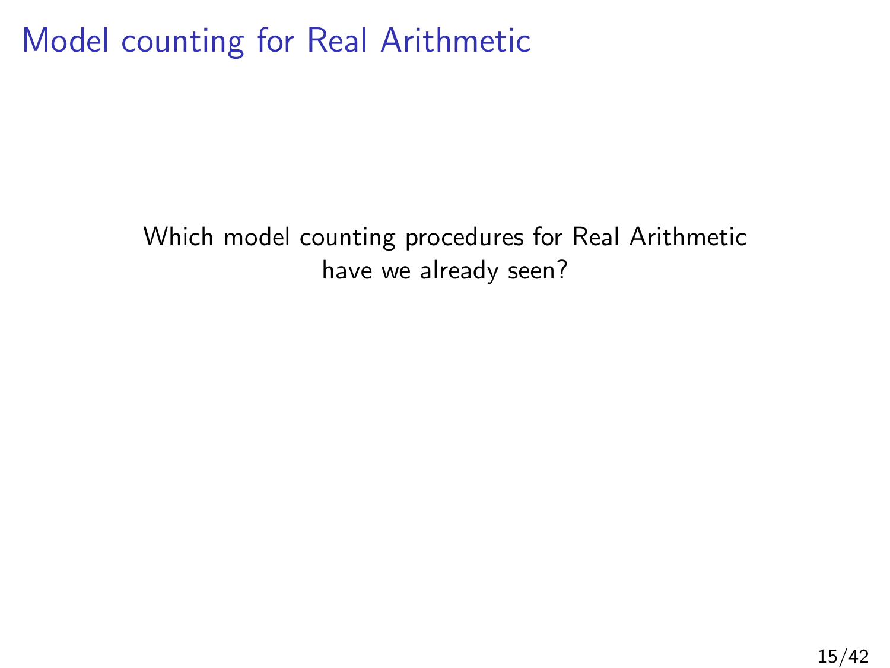# Model counting for Real Arithmetic

Which model counting procedures for Real Arithmetic have we already seen?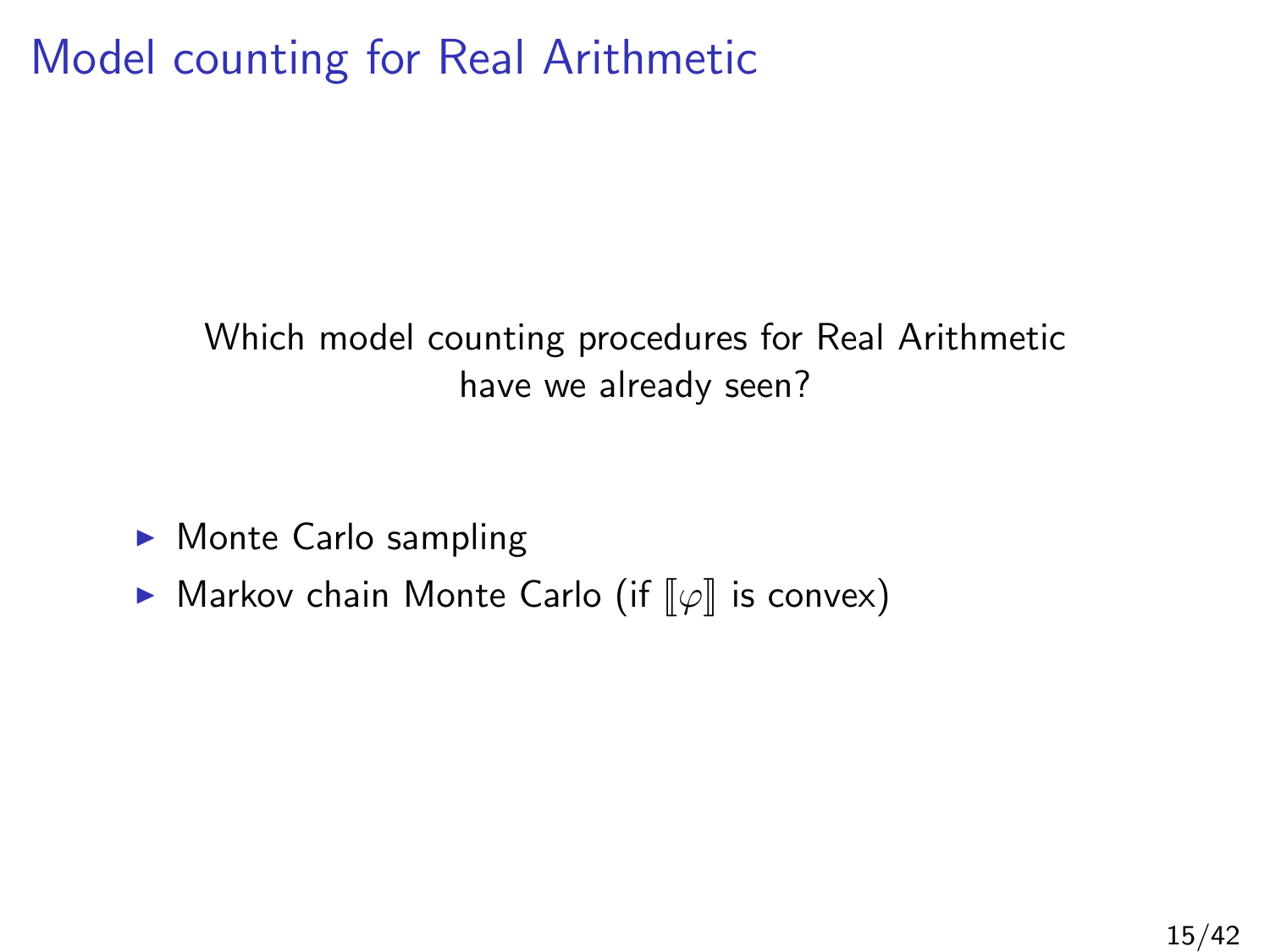# Model counting for Real Arithmetic

Which model counting procedures for Real Arithmetic have we already seen?

- Monte Carlo sampling
- Markov chain Monte Carlo (if $[\![\varphi]\!]$ is convex)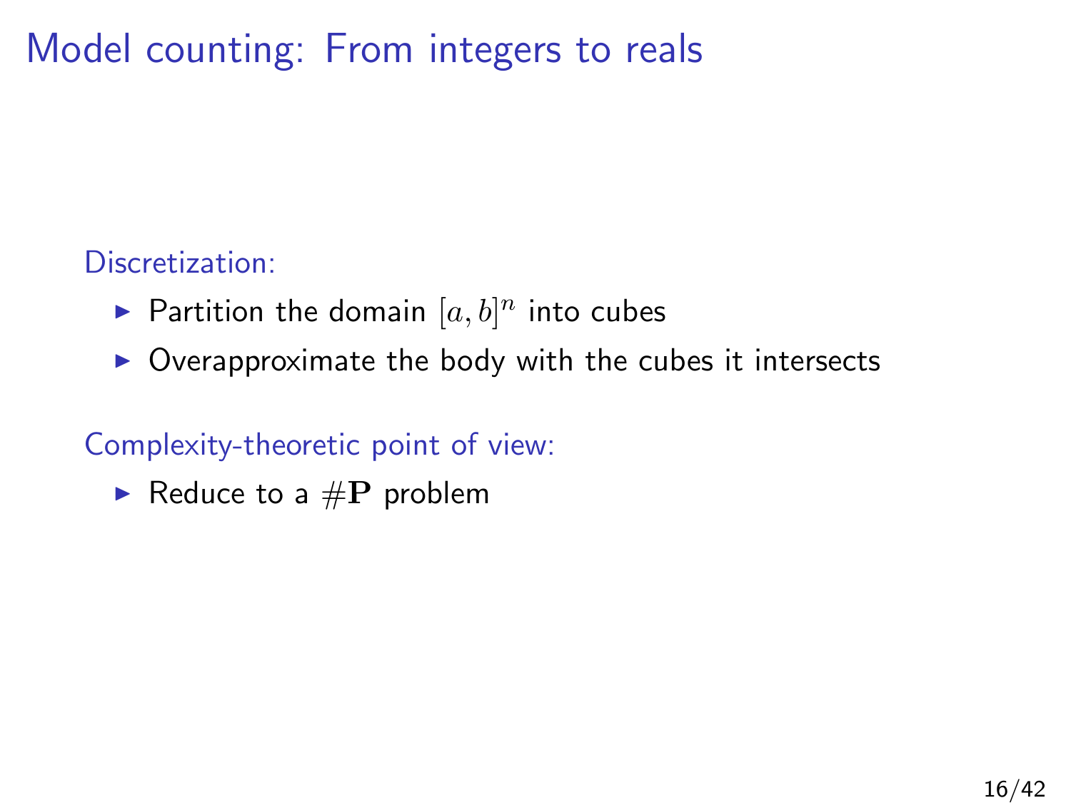# Model counting: From integers to reals

Discretization:

- Partition the domain $[a, b]^n$ into cubes
- Overapproximate the body with the cubes it intersects

Complexity-theoretic point of view:

- Reduce to a $\#\mathbf{P}$ problem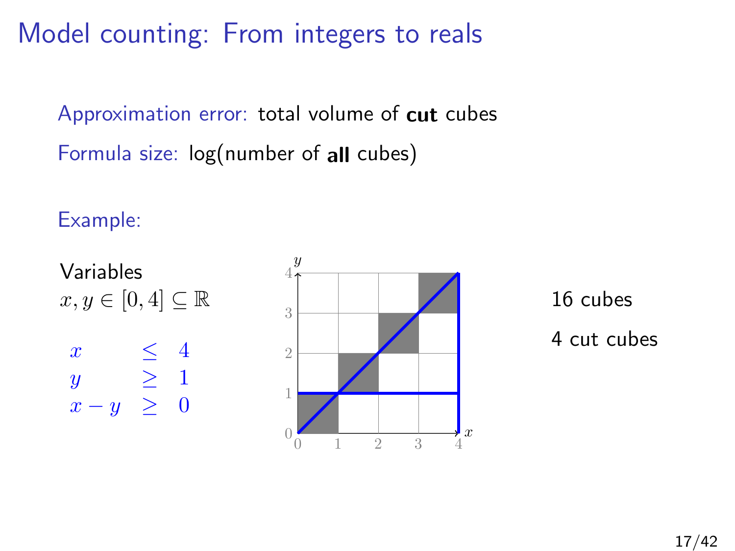# Model counting: From integers to reals

Approximation error: total volume of **cut** cubes

Formula size: log(number of **all** cubes)

Example:

Variables
$x, y \in [0,4] \subseteq \mathbb{R}$

$$
\begin{aligned}
x &\leq 4 \\
y &\geq 1 \\
x - y &\geq 0
\end{aligned}
$$

16 cubes

4 cut cubes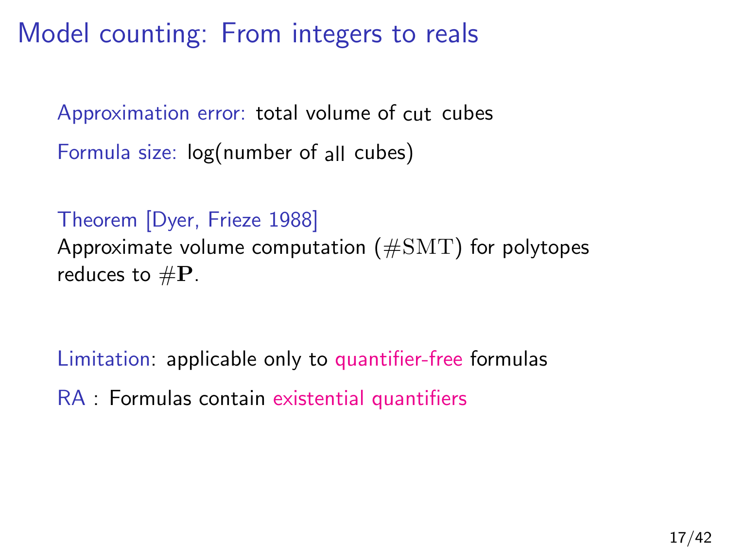# Model counting: From integers to reals

Approximation error: total volume of cut cubes

Formula size: log(number of all cubes)

Theorem [Dyer, Frieze 1988]
Approximate volume computation ($\#\mathrm{SMT}$) for polytopes reduces to $\#\mathbf{P}$.

Limitation: applicable only to quantifier-free formulas

RA : Formulas contain existential quantifiers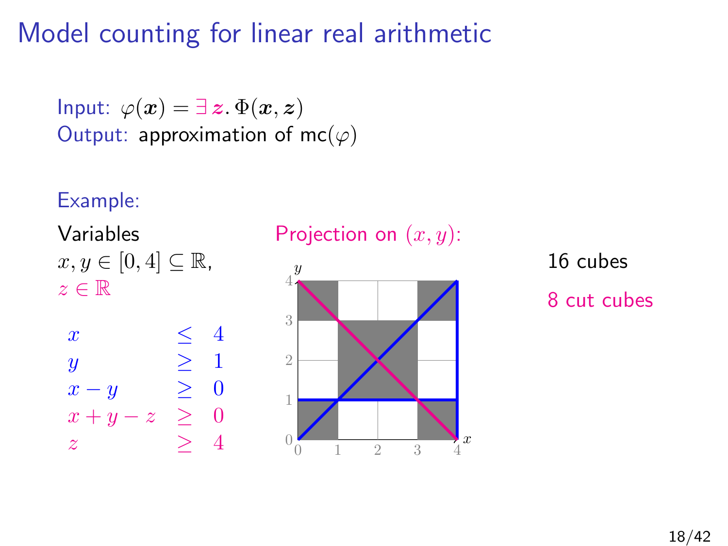# Model counting for linear real arithmetic

Input: $\varphi(\boldsymbol{x}) = \exists\, \boldsymbol{z}.\, \Phi(\boldsymbol{x}, \boldsymbol{z})$
Output: approximation of $\mathsf{mc}(\varphi)$

Example:

Variables
$x, y \in [0, 4] \subseteq \mathbb{R}$,
$z \in \mathbb{R}$

$$
\begin{array}{lcl}
x & \leq & 4 \\
y & \geq & 1 \\
x - y & \geq & 0 \\
x + y - z & \geq & 0 \\
z & \geq & 4
\end{array}
$$

Projection on $(x, y)$:

16 cubes

8 cut cubes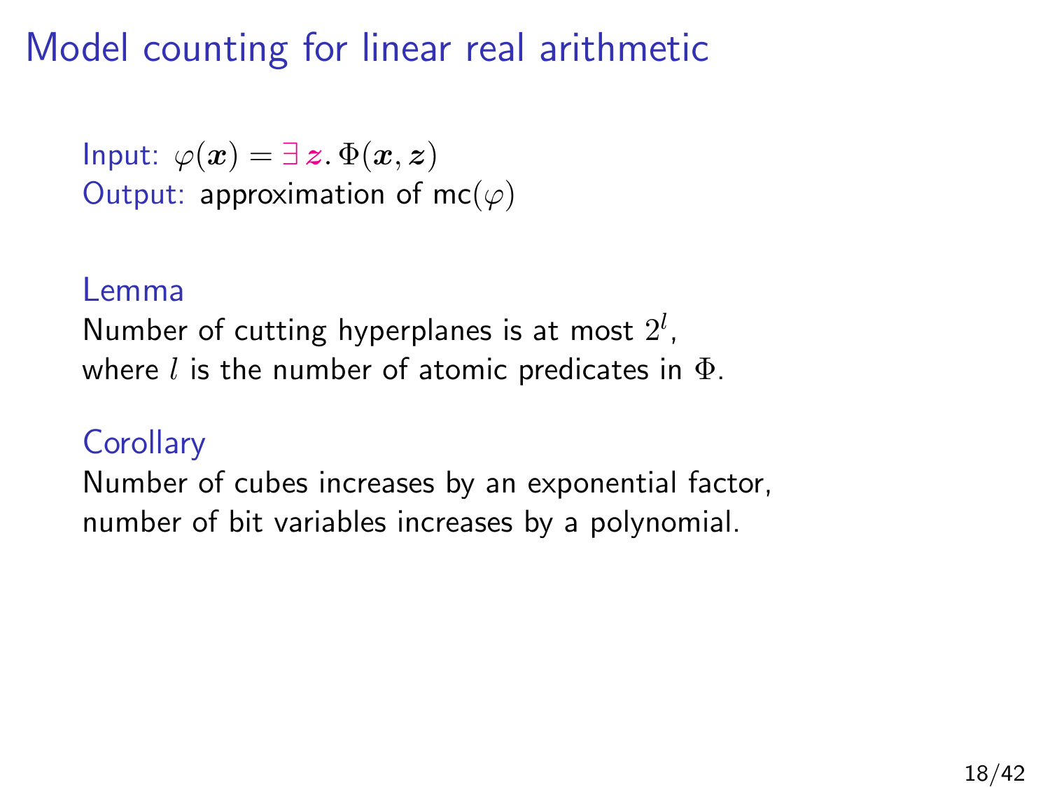# Model counting for linear real arithmetic

Input: $\varphi(\boldsymbol{x}) = \exists\, \boldsymbol{z}.\, \Phi(\boldsymbol{x}, \boldsymbol{z})$
Output: approximation of $\mathsf{mc}(\varphi)$

**Lemma**

Number of cutting hyperplanes is at most $2^l$,
where $l$ is the number of atomic predicates in $\Phi$.

**Corollary**

Number of cubes increases by an exponential factor,
number of bit variables increases by a polynomial.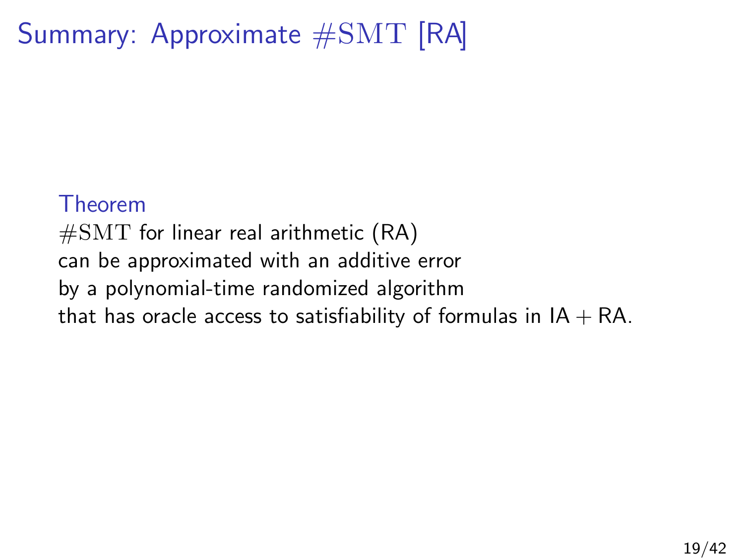# Summary: Approximate $\#\mathrm{SMT}$ [RA]

**Theorem**

$\#\mathrm{SMT}$ for linear real arithmetic (RA)
can be approximated with an additive error
by a polynomial-time randomized algorithm
that has oracle access to satisfiability of formulas in $\mathsf{IA} + \mathsf{RA}$.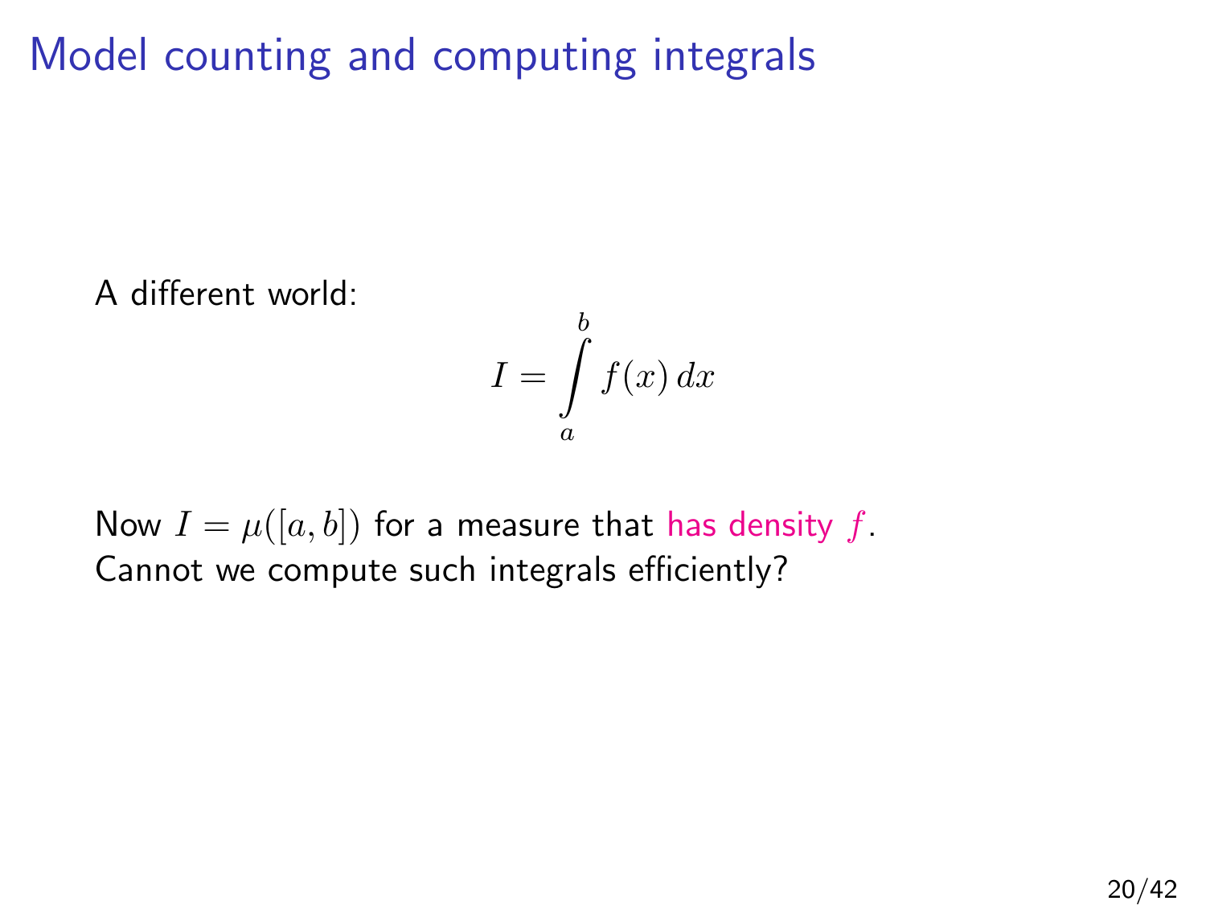# Model counting and computing integrals

A different world:

$$I = \int_a^b f(x)\, dx$$

Now $I = \mu([a, b])$ for a measure that has density $f$.
Cannot we compute such integrals efficiently?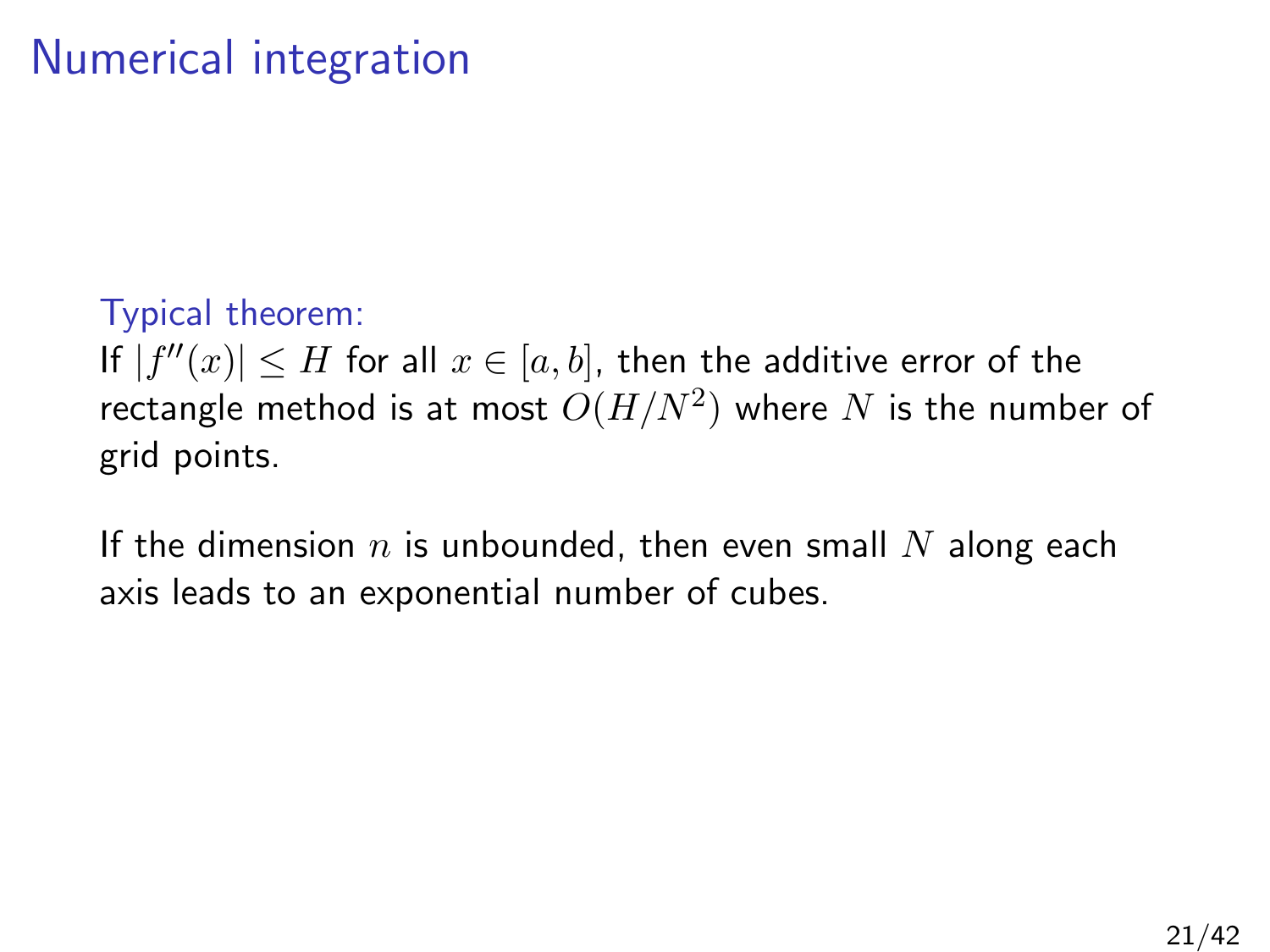# Numerical integration

Typical theorem:
If $|f''(x)| \leq H$ for all $x \in [a, b]$, then the additive error of the rectangle method is at most $O(H/N^2)$ where $N$ is the number of grid points.

If the dimension $n$ is unbounded, then even small $N$ along each axis leads to an exponential number of cubes.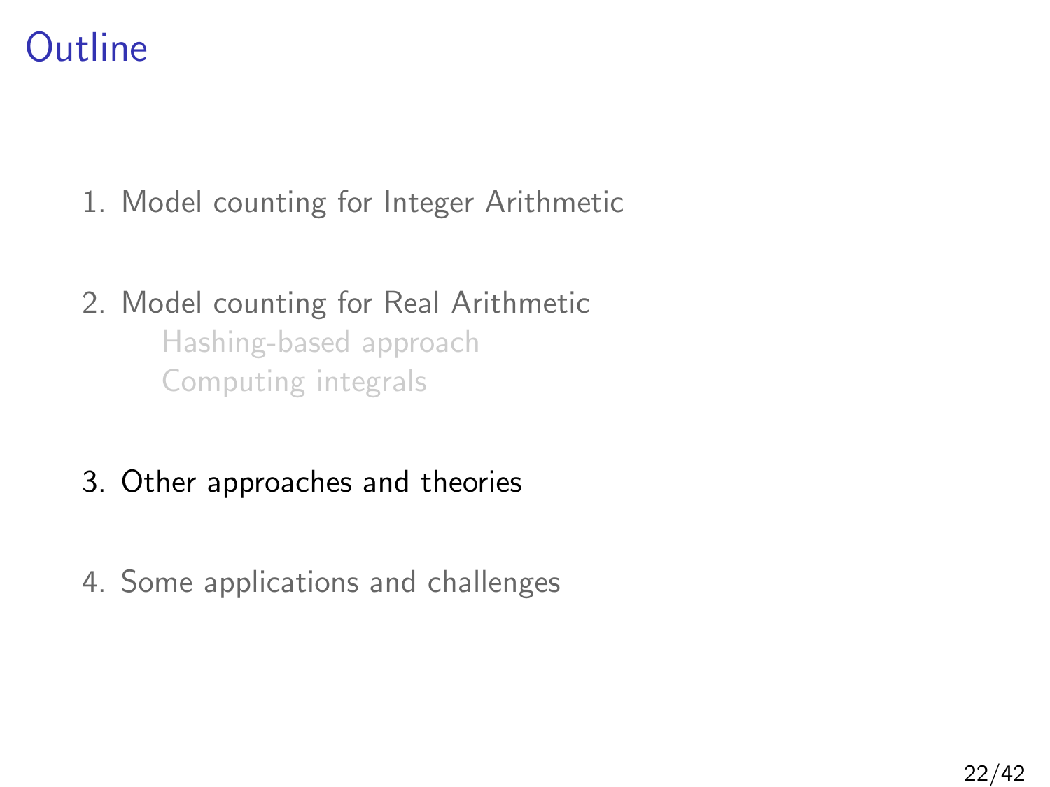# Outline

1. Model counting for Integer Arithmetic
2. Model counting for Real Arithmetic
   - Hashing-based approach
   - Computing integrals
3. Other approaches and theories
4. Some applications and challenges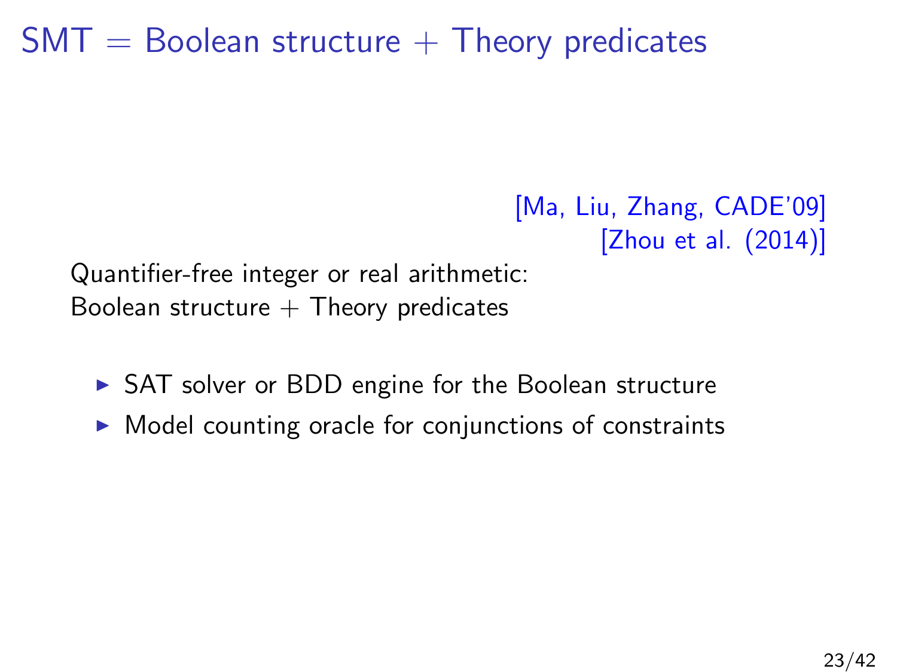# SMT = Boolean structure + Theory predicates

[Ma, Liu, Zhang, CADE'09]
[Zhou et al. (2014)]

Quantifier-free integer or real arithmetic:
Boolean structure + Theory predicates

- SAT solver or BDD engine for the Boolean structure
- Model counting oracle for conjunctions of constraints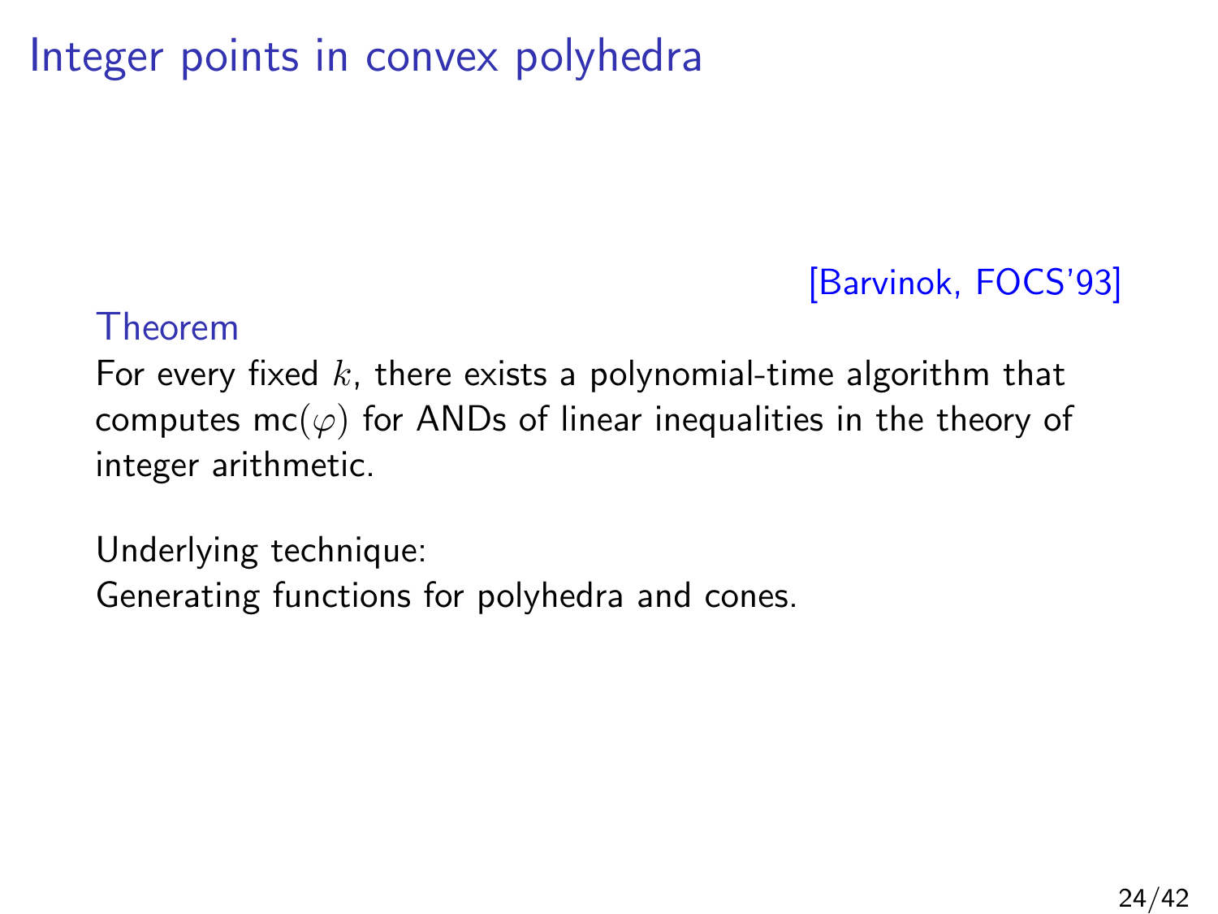# Integer points in convex polyhedra

[Barvinok, FOCS'93]

**Theorem**

For every fixed $k$, there exists a polynomial-time algorithm that computes $\mathsf{mc}(\varphi)$ for ANDs of linear inequalities in the theory of integer arithmetic.

Underlying technique:
Generating functions for polyhedra and cones.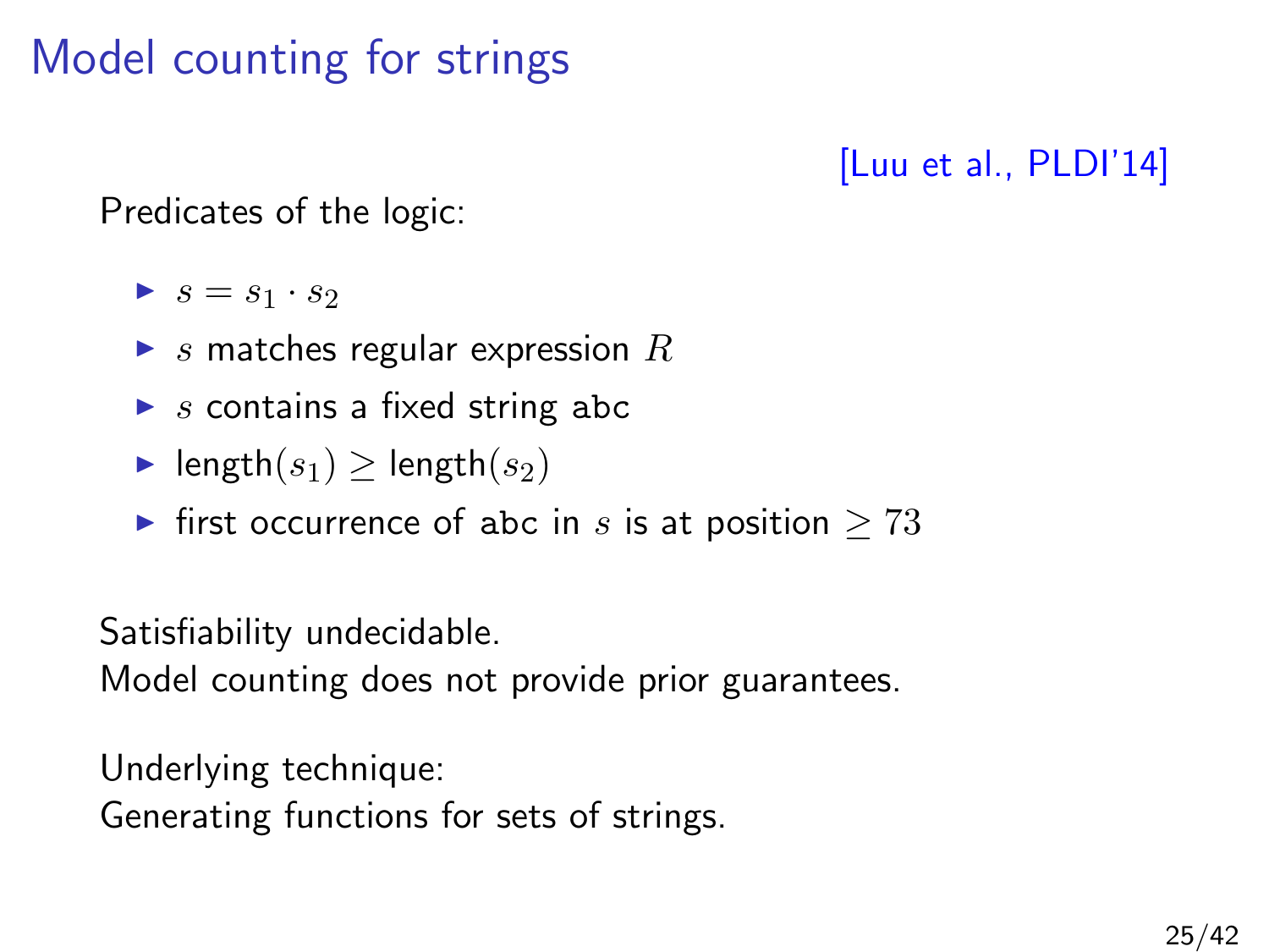# Model counting for strings

[Luu et al., PLDI'14]

Predicates of the logic:

- $s = s_1 \cdot s_2$
- $s$ matches regular expression $R$
- $s$ contains a fixed string abc
- length$(s_1) \geq$ length$(s_2)$
- first occurrence of abc in $s$ is at position $\geq 73$

Satisfiability undecidable.
Model counting does not provide prior guarantees.

Underlying technique:
Generating functions for sets of strings.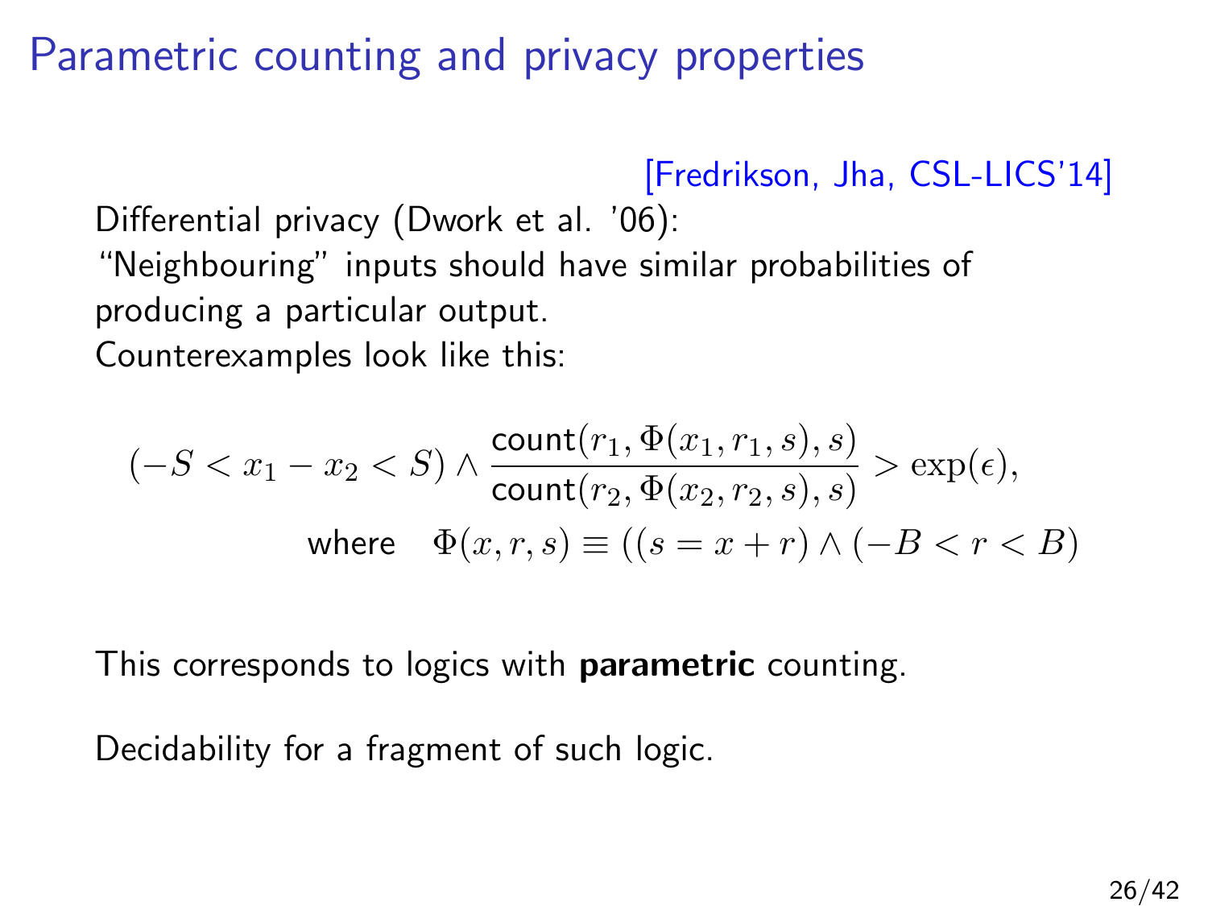# Parametric counting and privacy properties

[Fredrikson, Jha, CSL-LICS'14]

Differential privacy (Dwork et al. '06):
"Neighbouring" inputs should have similar probabilities of producing a particular output.
Counterexamples look like this:

$$(-S < x_1 - x_2 < S) \wedge \frac{\mathsf{count}(r_1, \Phi(x_1, r_1, s), s)}{\mathsf{count}(r_2, \Phi(x_2, r_2, s), s)} > \exp(\epsilon),$$

$$\text{where} \quad \Phi(x, r, s) \equiv ((s = x + r) \wedge (-B < r < B)$$

This corresponds to logics with **parametric** counting.

Decidability for a fragment of such logic.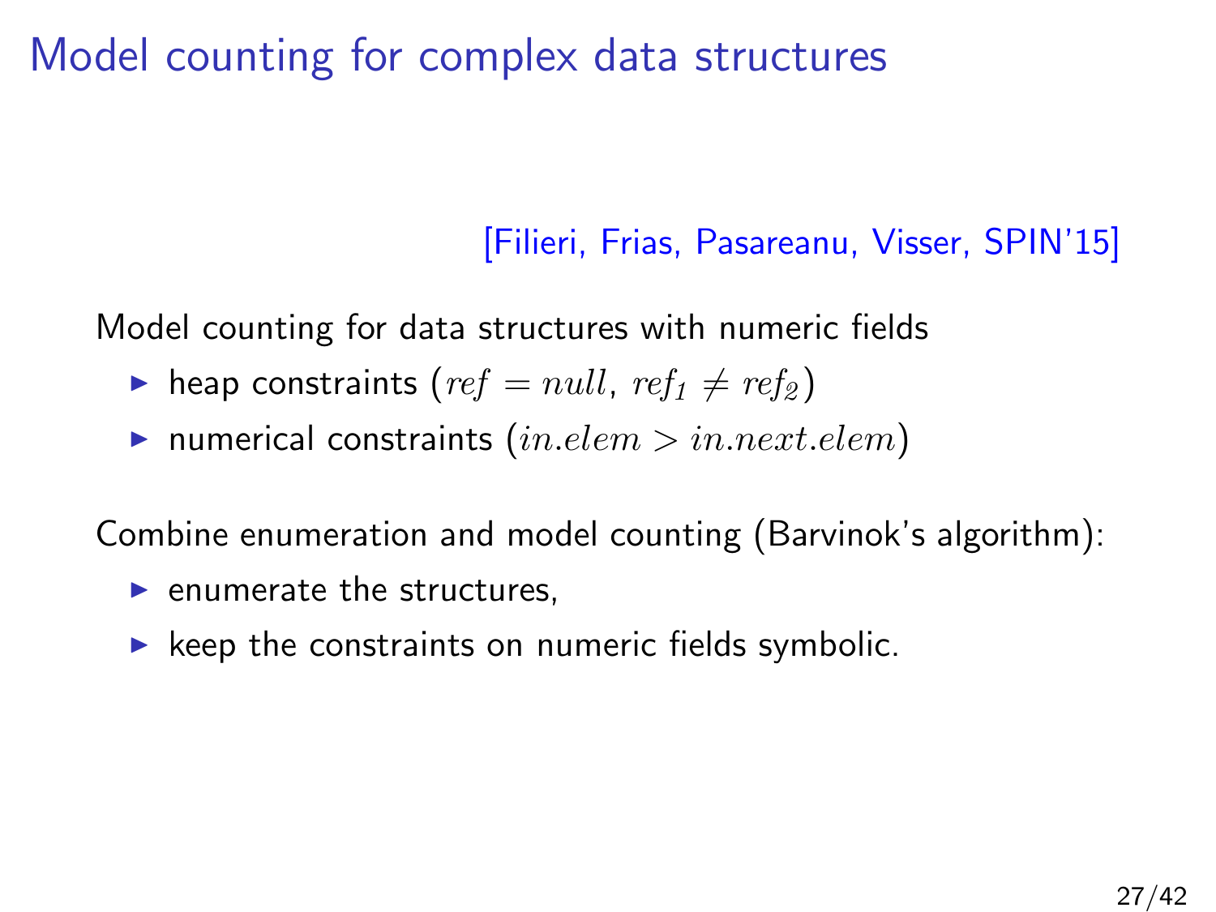# Model counting for complex data structures

[Filieri, Frias, Pasareanu, Visser, SPIN'15]

Model counting for data structures with numeric fields

- heap constraints ($ref = null$, $ref_1 \neq ref_2$)
- numerical constraints ($in.elem > in.next.elem$)

Combine enumeration and model counting (Barvinok's algorithm):

- enumerate the structures,
- keep the constraints on numeric fields symbolic.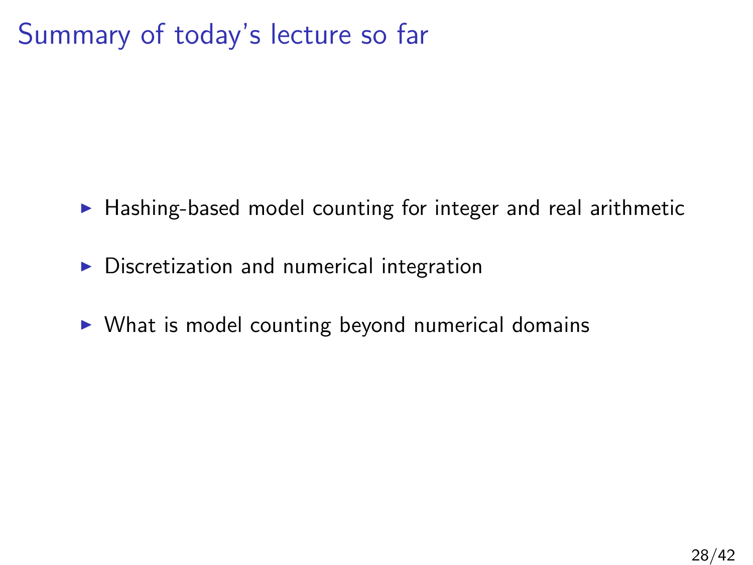# Summary of today's lecture so far

- Hashing-based model counting for integer and real arithmetic
- Discretization and numerical integration
- What is model counting beyond numerical domains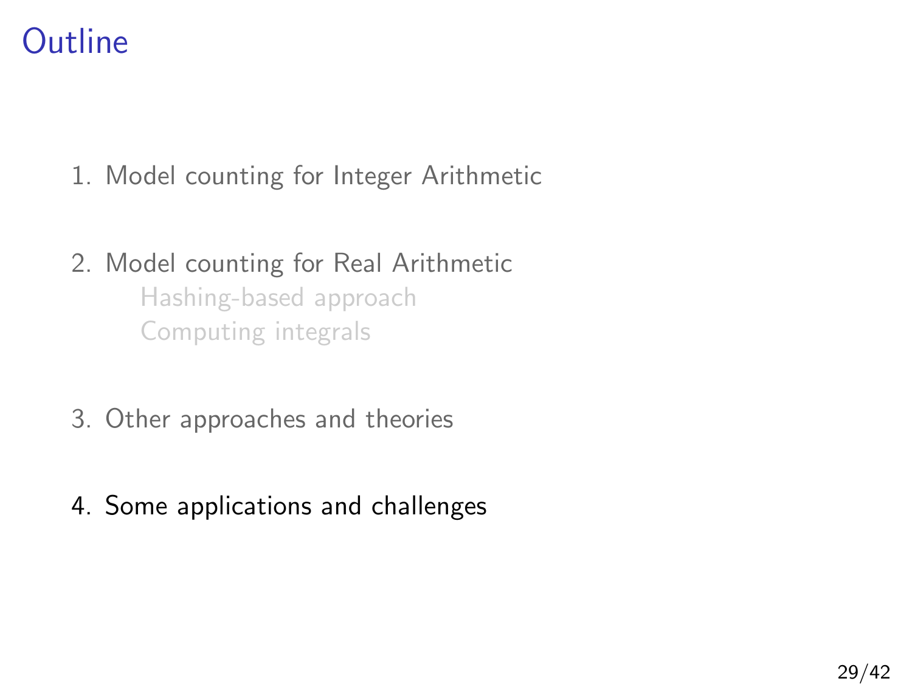# Outline

1. Model counting for Integer Arithmetic
2. Model counting for Real Arithmetic
   - Hashing-based approach
   - Computing integrals
3. Other approaches and theories
4. Some applications and challenges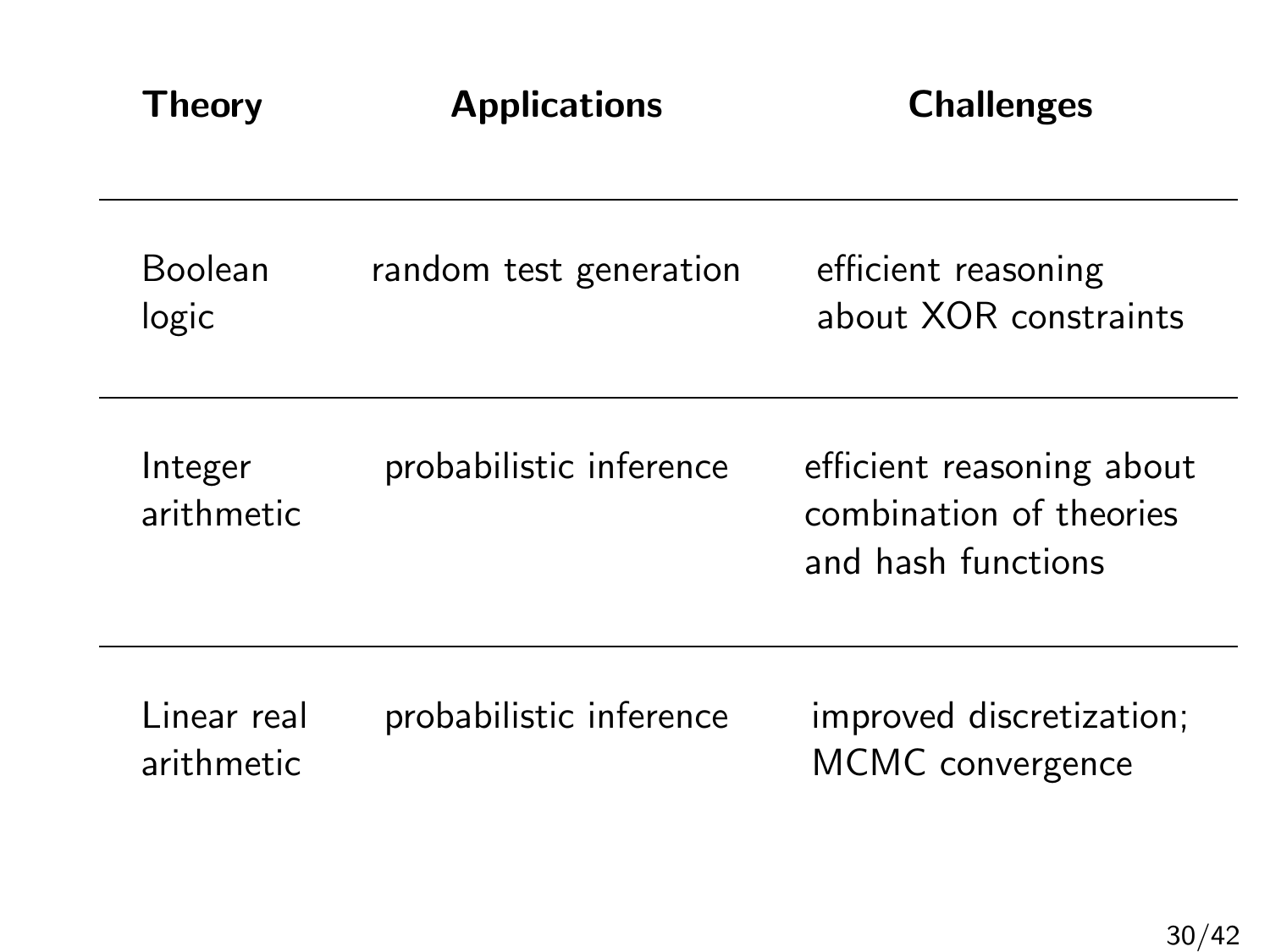| **Theory** | **Applications** | **Challenges** |
| --- | --- | --- |
| Boolean logic | random test generation | efficient reasoning about XOR constraints |
| Integer arithmetic | probabilistic inference | efficient reasoning about combination of theories and hash functions |
| Linear real arithmetic | probabilistic inference | improved discretization; MCMC convergence |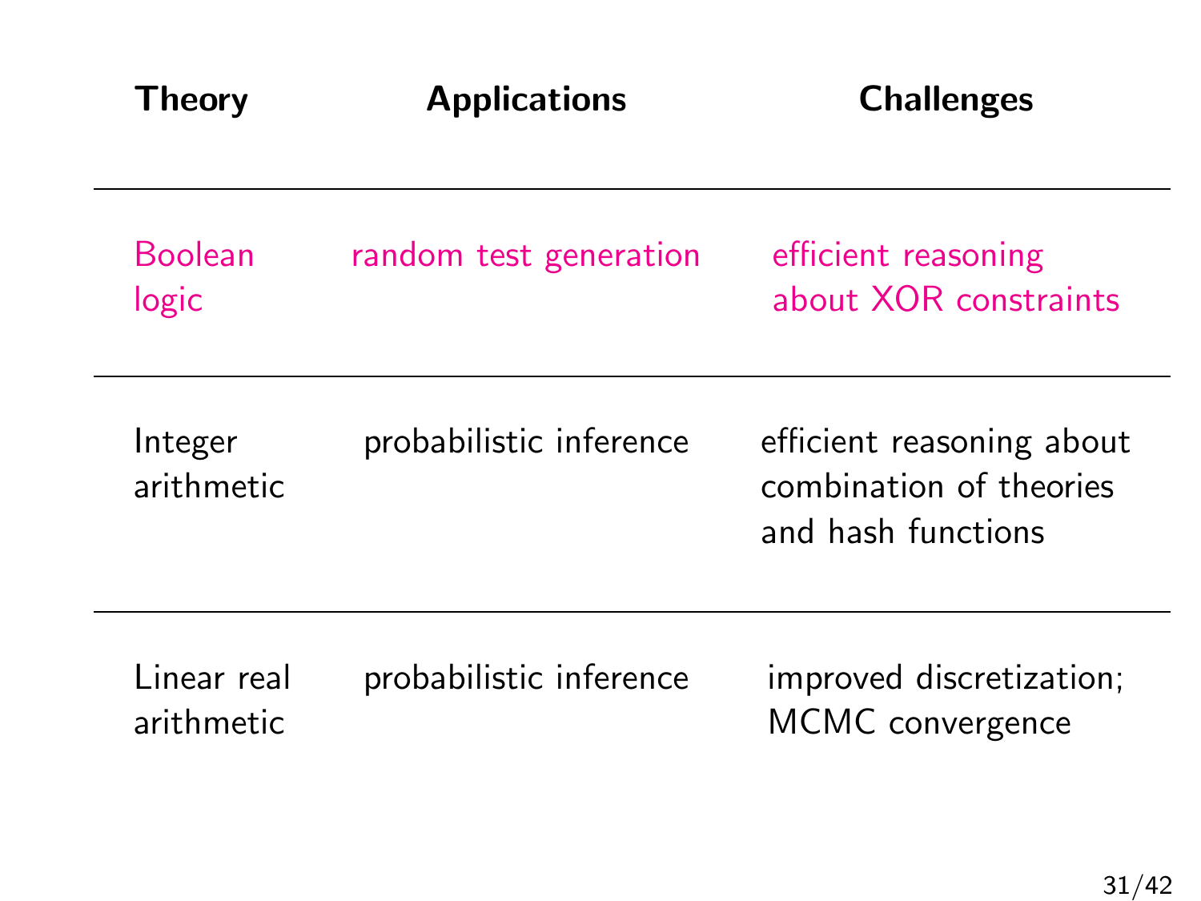| Theory | Applications | Challenges |
|---|---|---|
| Boolean logic | random test generation | efficient reasoning about XOR constraints |
| Integer arithmetic | probabilistic inference | efficient reasoning about combination of theories and hash functions |
| Linear real arithmetic | probabilistic inference | improved discretization; MCMC convergence |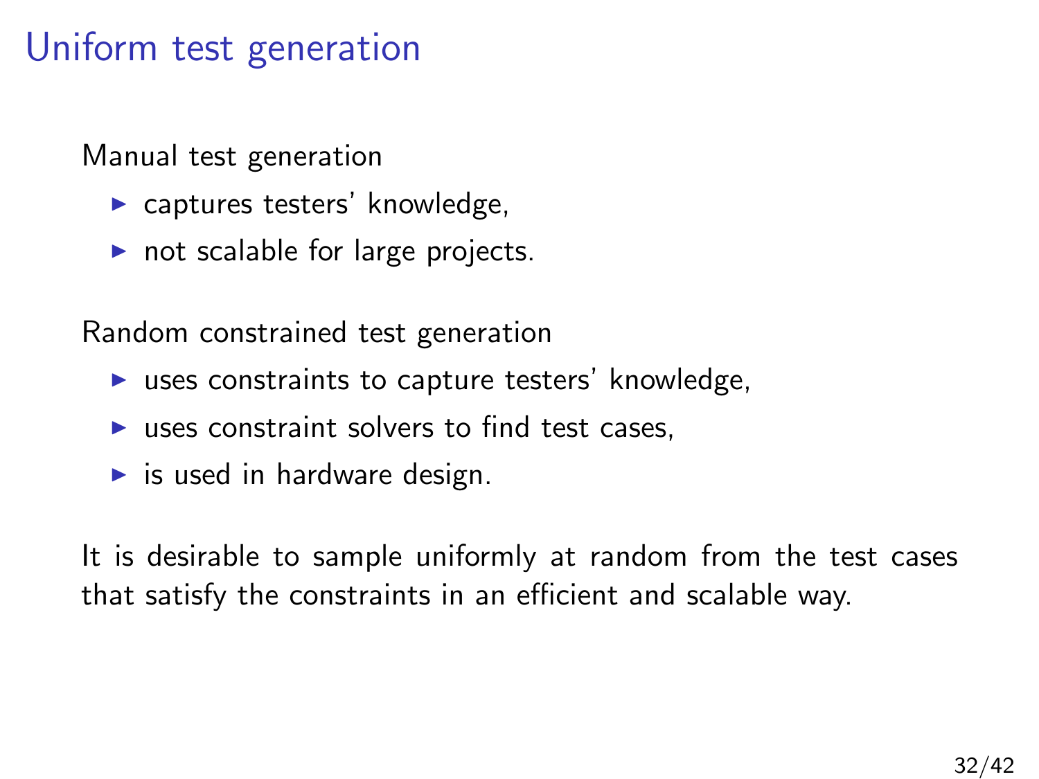# Uniform test generation

Manual test generation

- captures testers' knowledge,
- not scalable for large projects.

Random constrained test generation

- uses constraints to capture testers' knowledge,
- uses constraint solvers to find test cases,
- is used in hardware design.

It is desirable to sample uniformly at random from the test cases that satisfy the constraints in an efficient and scalable way.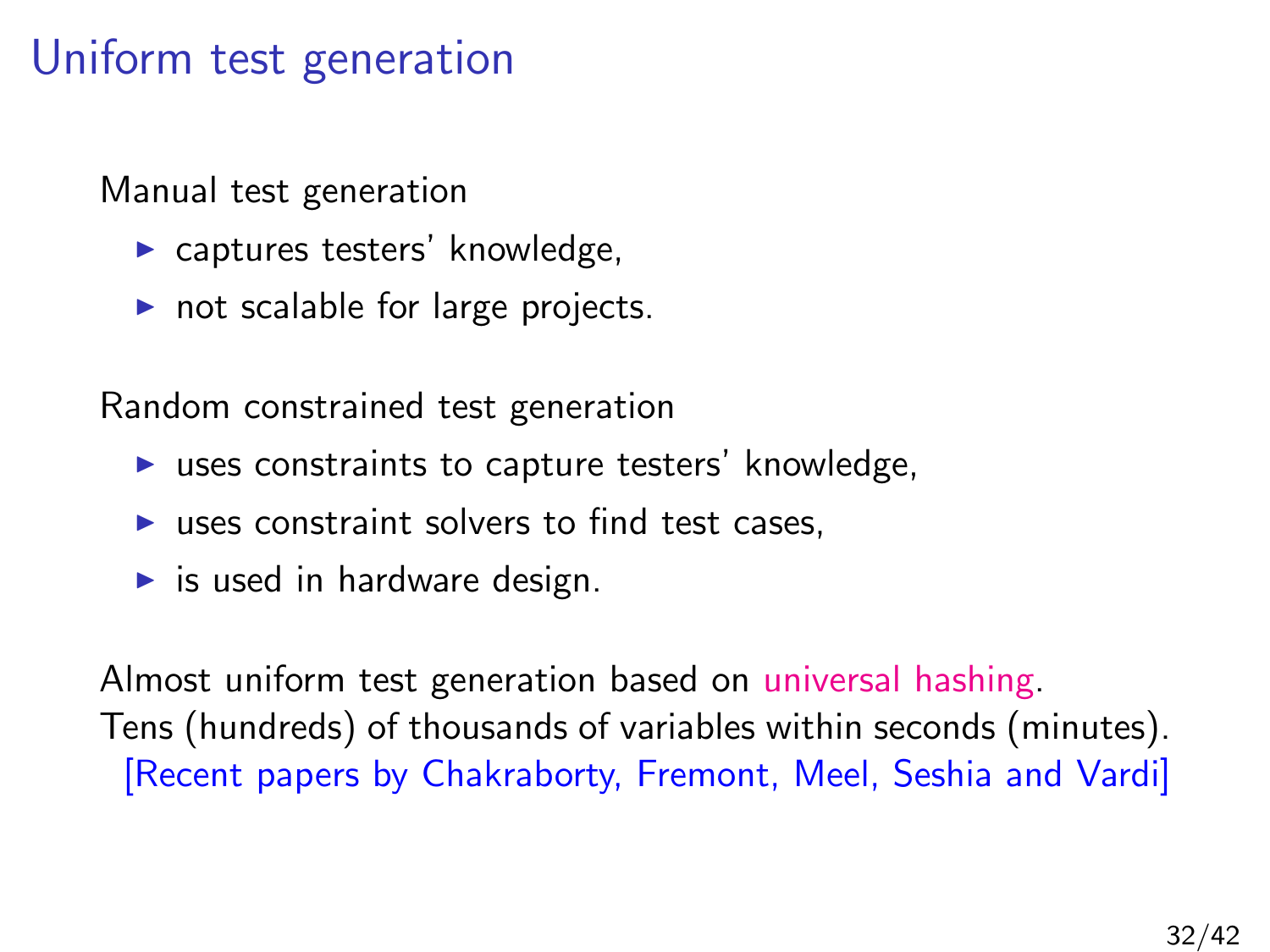# Uniform test generation

Manual test generation

- captures testers' knowledge,
- not scalable for large projects.

Random constrained test generation

- uses constraints to capture testers' knowledge,
- uses constraint solvers to find test cases,
- is used in hardware design.

Almost uniform test generation based on universal hashing.
Tens (hundreds) of thousands of variables within seconds (minutes).
[Recent papers by Chakraborty, Fremont, Meel, Seshia and Vardi]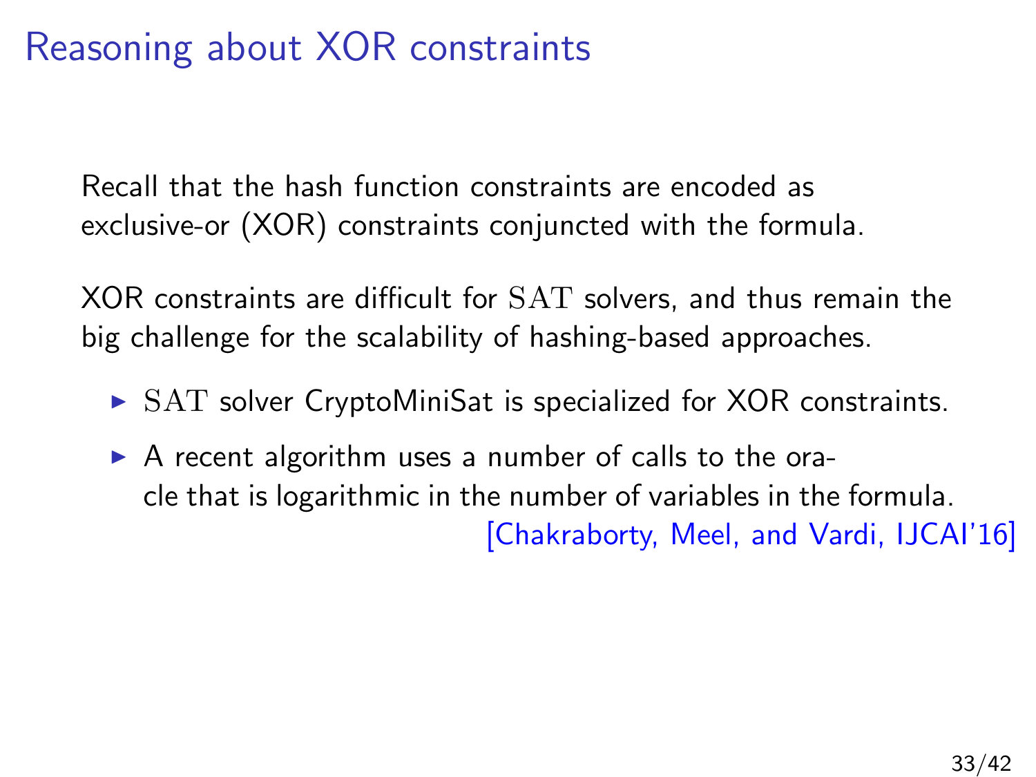# Reasoning about XOR constraints

Recall that the hash function constraints are encoded as exclusive-or (XOR) constraints conjuncted with the formula.

XOR constraints are difficult for SAT solvers, and thus remain the big challenge for the scalability of hashing-based approaches.

- SAT solver CryptoMiniSat is specialized for XOR constraints.
- A recent algorithm uses a number of calls to the oracle that is logarithmic in the number of variables in the formula. [Chakraborty, Meel, and Vardi, IJCAI'16]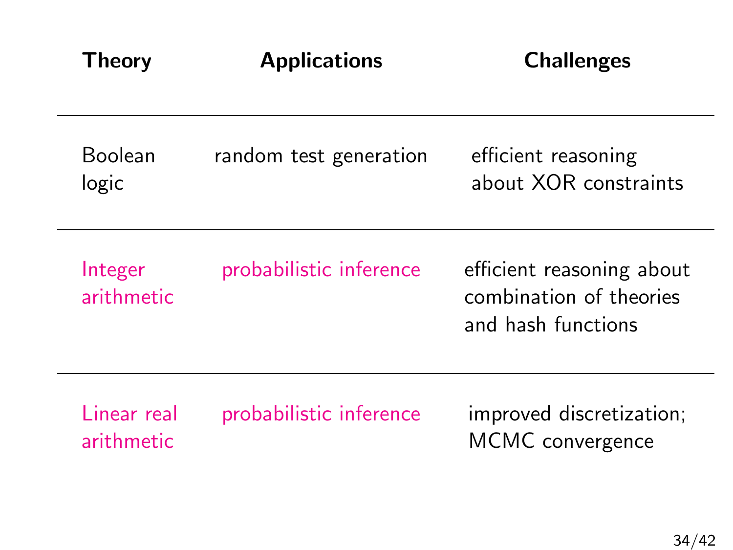| Theory | Applications | Challenges |
|---|---|---|
| Boolean logic | random test generation | efficient reasoning about XOR constraints |
| Integer arithmetic | probabilistic inference | efficient reasoning about combination of theories and hash functions |
| Linear real arithmetic | probabilistic inference | improved discretization; MCMC convergence |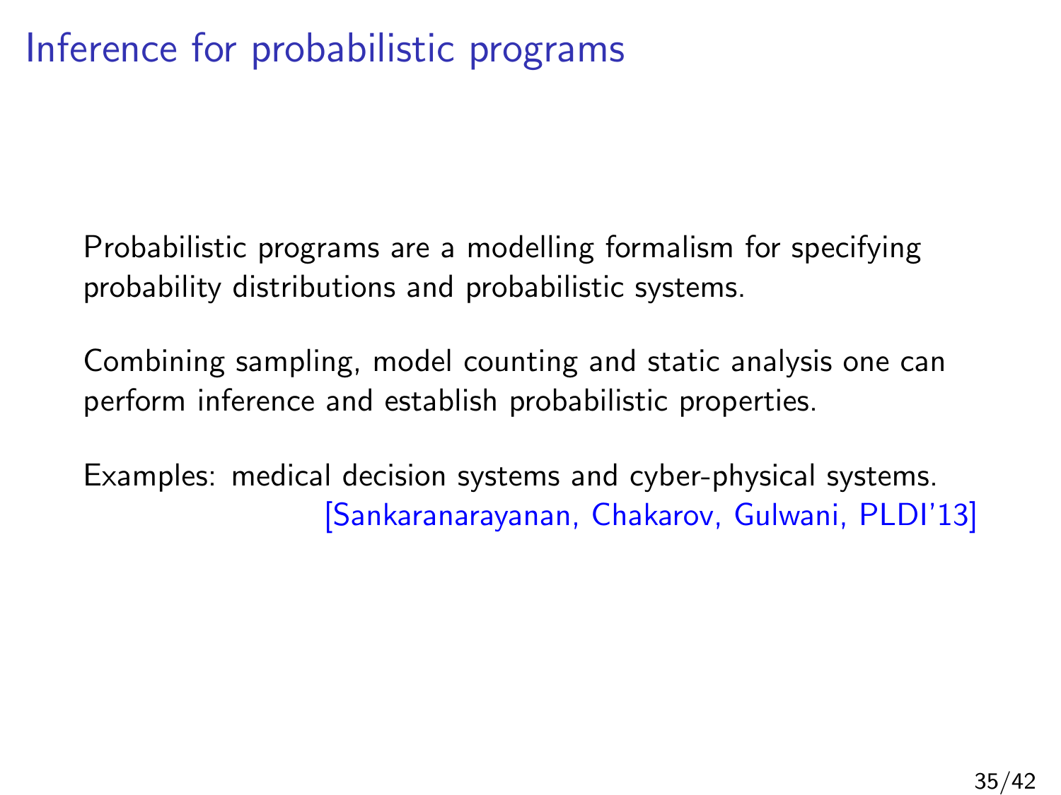# Inference for probabilistic programs

Probabilistic programs are a modelling formalism for specifying probability distributions and probabilistic systems.

Combining sampling, model counting and static analysis one can perform inference and establish probabilistic properties.

Examples: medical decision systems and cyber-physical systems.
[Sankaranarayanan, Chakarov, Gulwani, PLDI'13]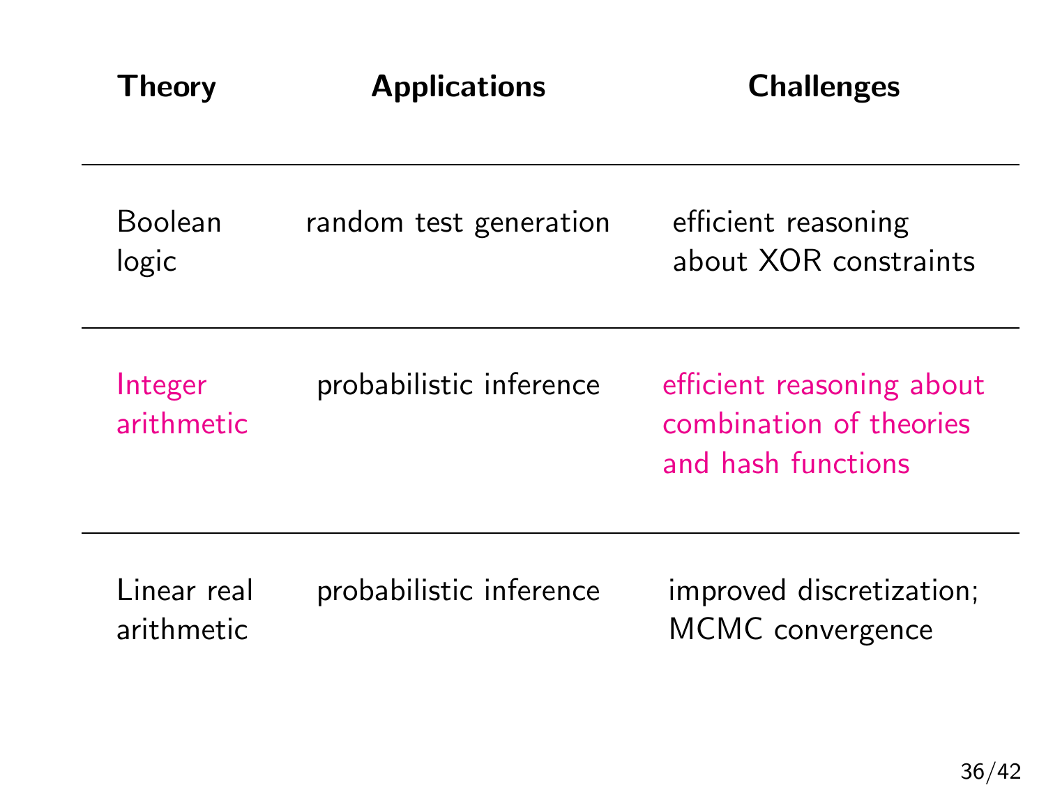| Theory | Applications | Challenges |
| --- | --- | --- |
| Boolean logic | random test generation | efficient reasoning about XOR constraints |
| Integer arithmetic | probabilistic inference | efficient reasoning about combination of theories and hash functions |
| Linear real arithmetic | probabilistic inference | improved discretization; MCMC convergence |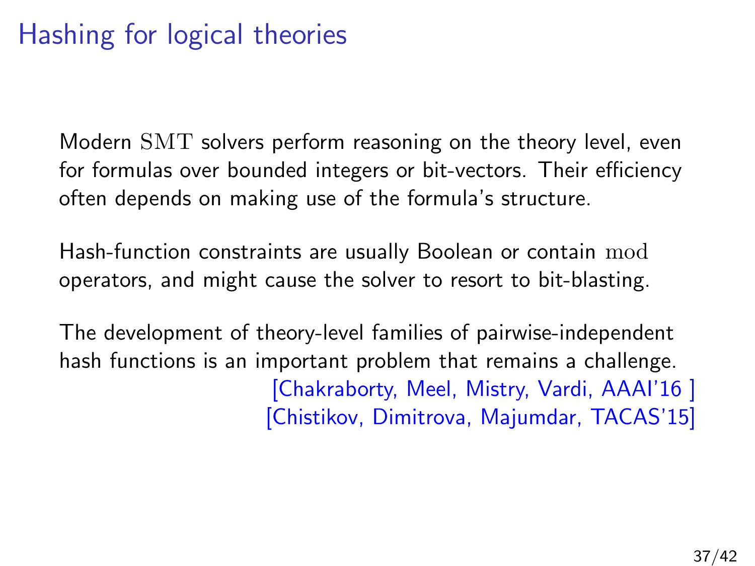# Hashing for logical theories

Modern $\mathrm{SMT}$ solvers perform reasoning on the theory level, even for formulas over bounded integers or bit-vectors. Their efficiency often depends on making use of the formula's structure.

Hash-function constraints are usually Boolean or contain $\mathrm{mod}$ operators, and might cause the solver to resort to bit-blasting.

The development of theory-level families of pairwise-independent hash functions is an important problem that remains a challenge.

[Chakraborty, Meel, Mistry, Vardi, AAAI'16 ]
[Chistikov, Dimitrova, Majumdar, TACAS'15]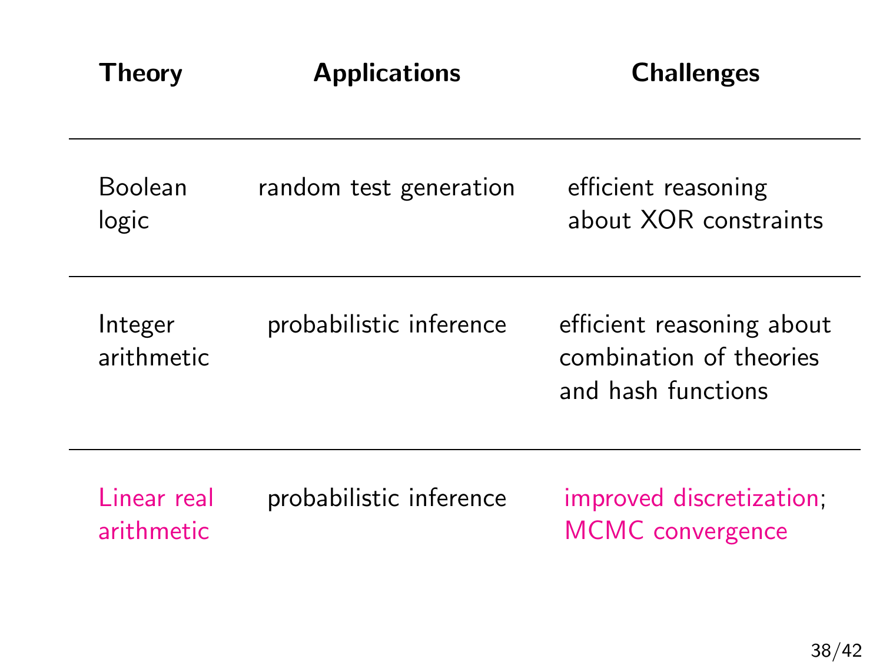| Theory | Applications | Challenges |
| --- | --- | --- |
| Boolean logic | random test generation | efficient reasoning about XOR constraints |
| Integer arithmetic | probabilistic inference | efficient reasoning about combination of theories and hash functions |
| Linear real arithmetic | probabilistic inference | improved discretization; MCMC convergence |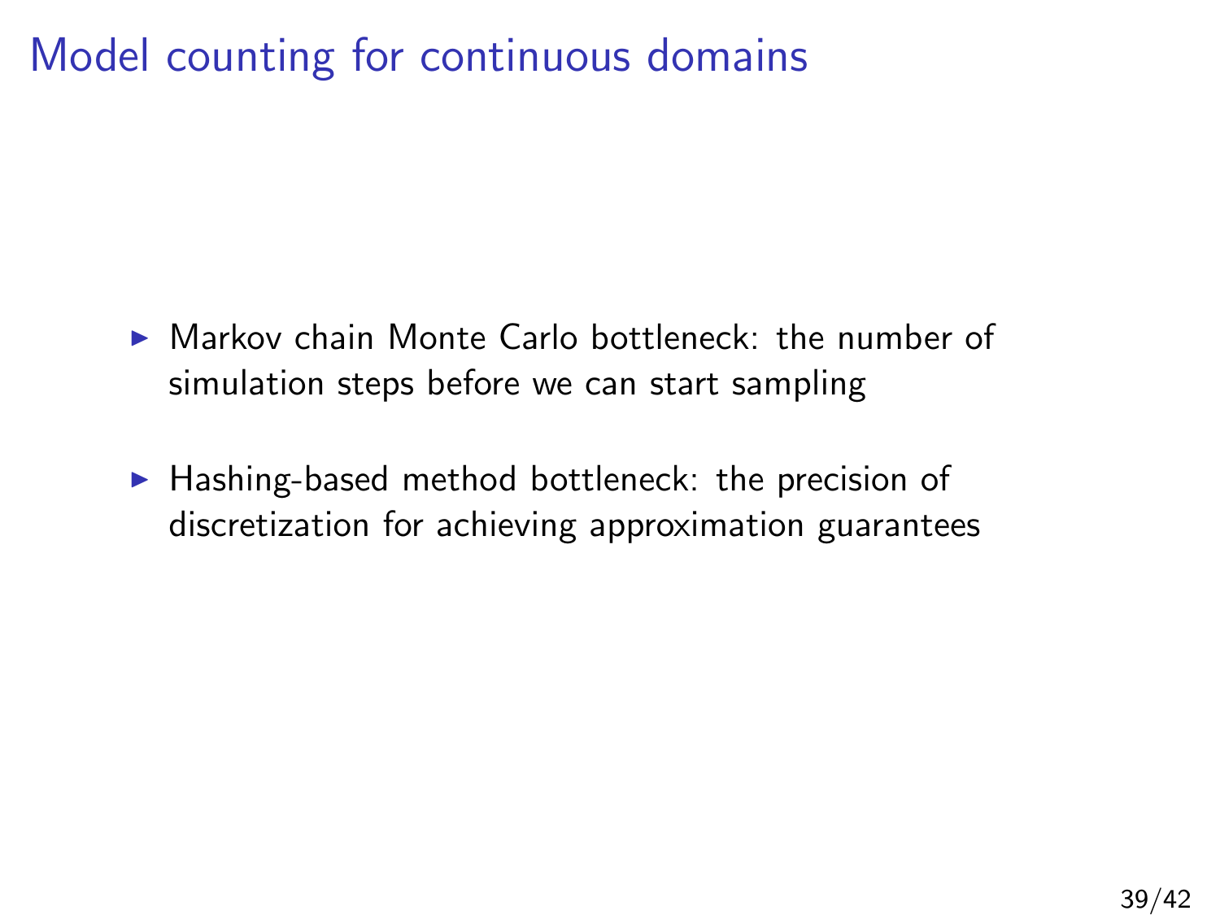# Model counting for continuous domains

- Markov chain Monte Carlo bottleneck: the number of simulation steps before we can start sampling
- Hashing-based method bottleneck: the precision of discretization for achieving approximation guarantees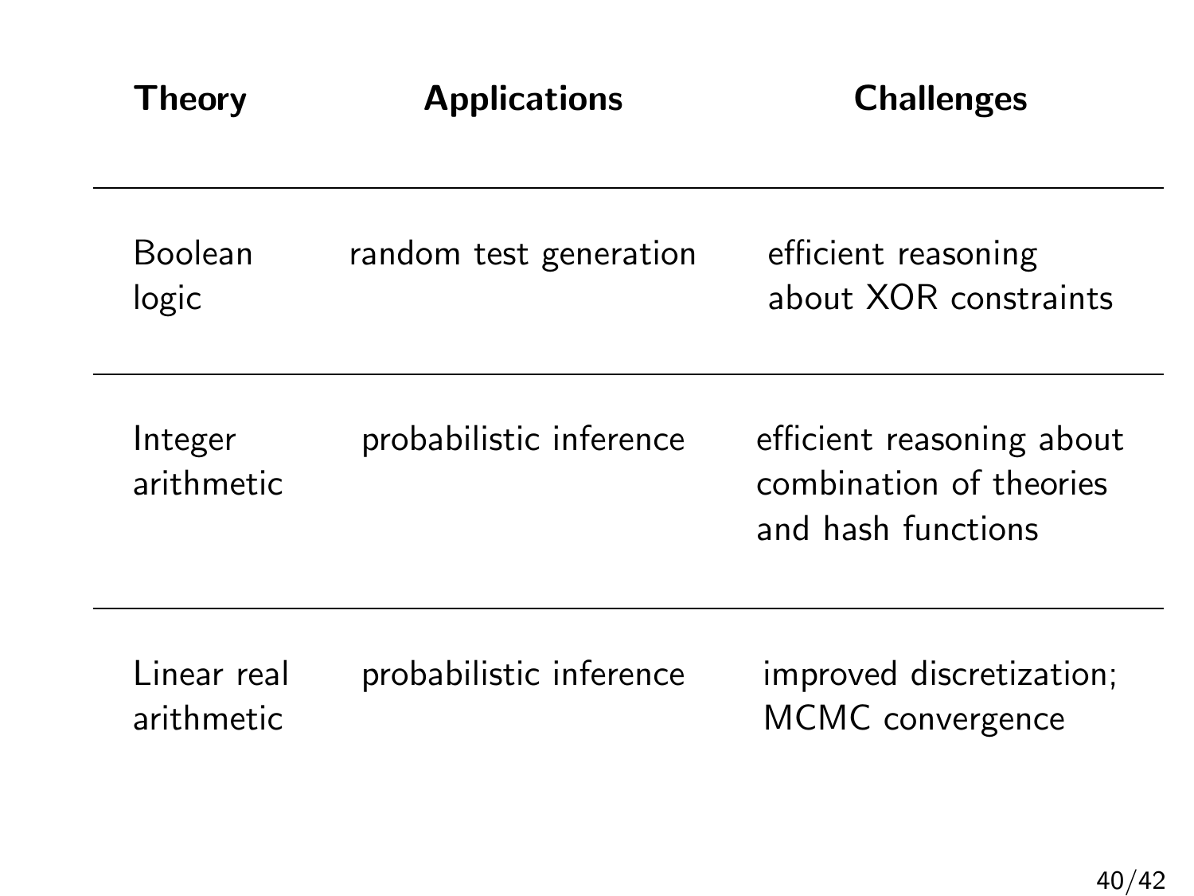| Theory | Applications | Challenges |
| --- | --- | --- |
| Boolean logic | random test generation | efficient reasoning about XOR constraints |
| Integer arithmetic | probabilistic inference | efficient reasoning about combination of theories and hash functions |
| Linear real arithmetic | probabilistic inference | improved discretization; MCMC convergence |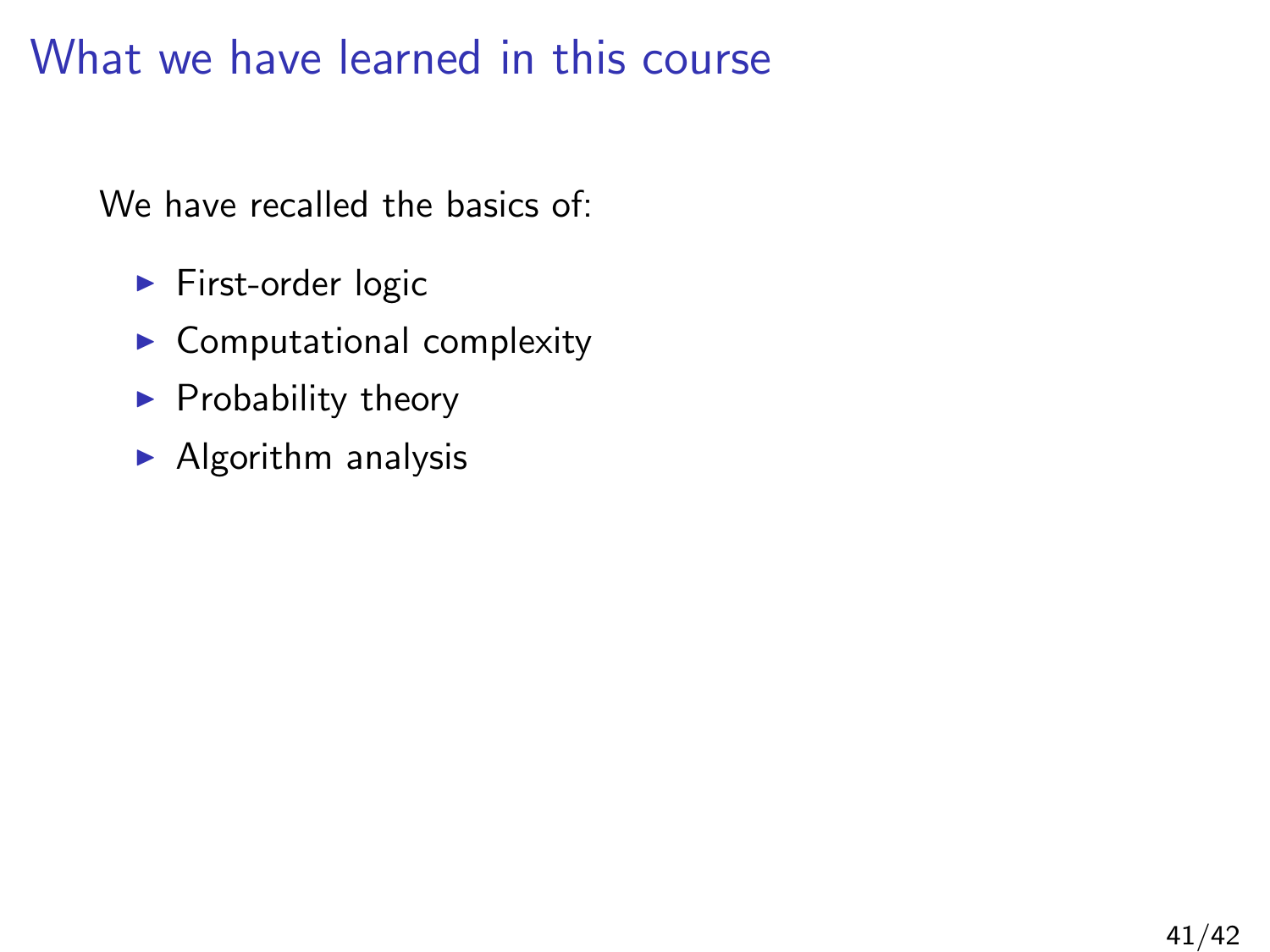# What we have learned in this course

We have recalled the basics of:

- First-order logic
- Computational complexity
- Probability theory
- Algorithm analysis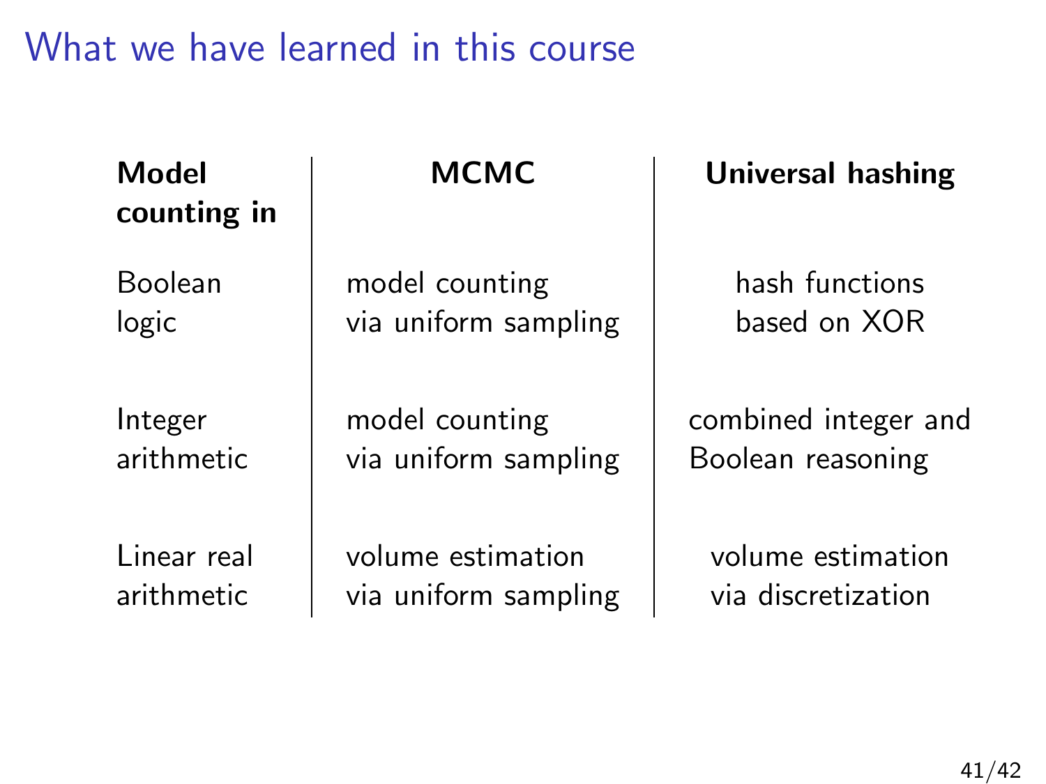# What we have learned in this course

| **Model counting in** | **MCMC** | **Universal hashing** |
|---|---|---|
| Boolean logic | model counting via uniform sampling | hash functions based on XOR |
| Integer arithmetic | model counting via uniform sampling | combined integer and Boolean reasoning |
| Linear real arithmetic | volume estimation via uniform sampling | volume estimation via discretization |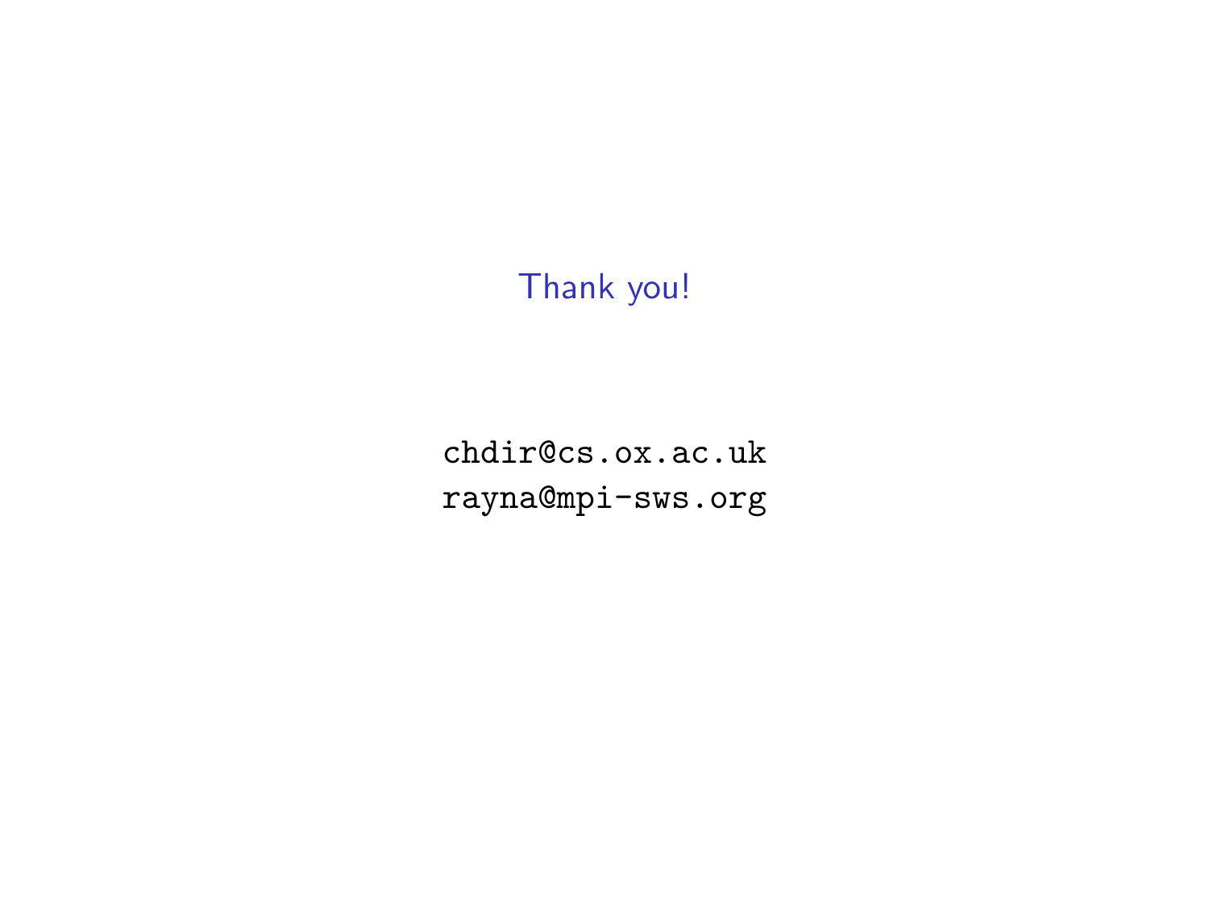Thank you!

chdir@cs.ox.ac.uk
rayna@mpi-sws.org